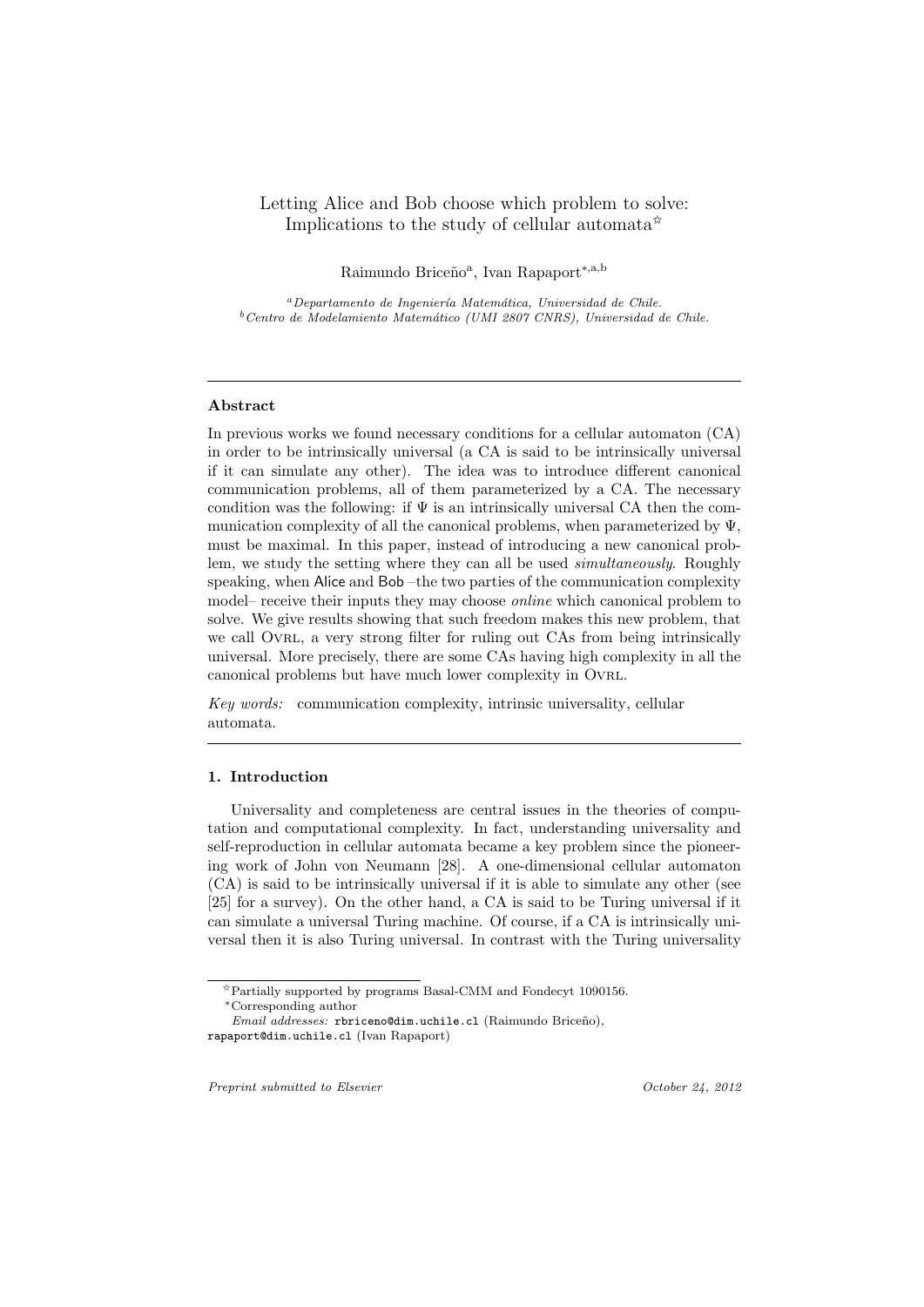# Letting Alice and Bob choose which problem to solve: Implications to the study of cellular automata[☆]

Raimundo Briceño[a], Ivan Rapaport[*,a,b]

[a] *Departamento de Ingeniería Matemática, Universidad de Chile.*
[b] *Centro de Modelamiento Matemático (UMI 2807 CNRS), Universidad de Chile.*

---

**Abstract**

In previous works we found necessary conditions for a cellular automaton (CA) in order to be intrinsically universal (a CA is said to be intrinsically universal if it can simulate any other). The idea was to introduce different canonical communication problems, all of them parameterized by a CA. The necessary condition was the following: if $\Psi$ is an intrinsically universal CA then the communication complexity of all the canonical problems, when parameterized by $\Psi$, must be maximal. In this paper, instead of introducing a new canonical problem, we study the setting where they can all be used *simultaneously*. Roughly speaking, when Alice and Bob –the two parties of the communication complexity model– receive their inputs they may choose *online* which canonical problem to solve. We give results showing that such freedom makes this new problem, that we call Ovrl, a very strong filter for ruling out CAs from being intrinsically universal. More precisely, there are some CAs having high complexity in all the canonical problems but have much lower complexity in Ovrl.

*Key words:* communication complexity, intrinsic universality, cellular automata.

---

## 1. Introduction

Universality and completeness are central issues in the theories of computation and computational complexity. In fact, understanding universality and self-reproduction in cellular automata became a key problem since the pioneering work of John von Neumann [28]. A one-dimensional cellular automaton (CA) is said to be intrinsically universal if it is able to simulate any other (see [25] for a survey). On the other hand, a CA is said to be Turing universal if it can simulate a universal Turing machine. Of course, if a CA is intrinsically universal then it is also Turing universal. In contrast with the Turing universality

---

[☆] Partially supported by programs Basal-CMM and Fondecyt 1090156.

[*] Corresponding author

*Email addresses:* rbriceno@dim.uchile.cl (Raimundo Briceño), rapaport@dim.uchile.cl (Ivan Rapaport)

*Preprint submitted to Elsevier* *October 24, 2012*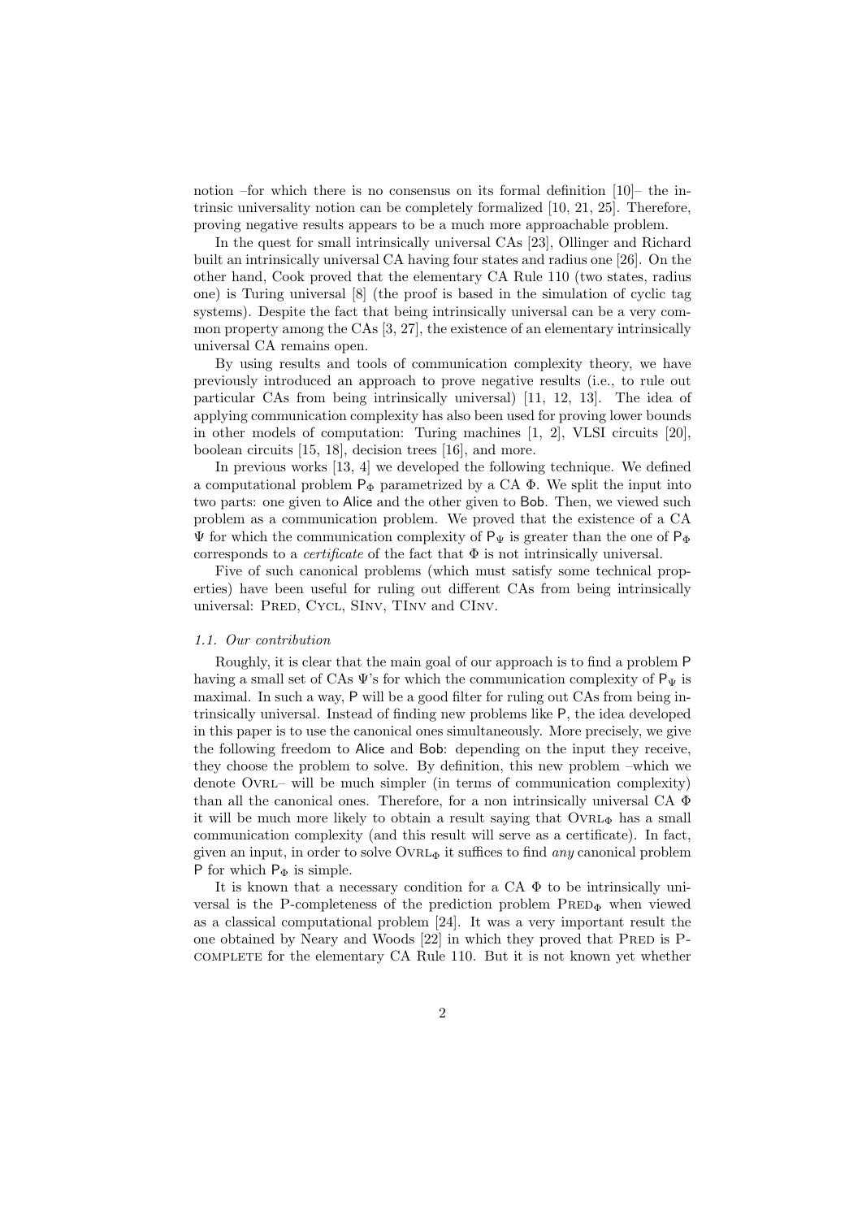notion –for which there is no consensus on its formal definition [10]– the intrinsic universality notion can be completely formalized [10, 21, 25]. Therefore, proving negative results appears to be a much more approachable problem.

In the quest for small intrinsically universal CAs [23], Ollinger and Richard built an intrinsically universal CA having four states and radius one [26]. On the other hand, Cook proved that the elementary CA Rule 110 (two states, radius one) is Turing universal [8] (the proof is based in the simulation of cyclic tag systems). Despite the fact that being intrinsically universal can be a very common property among the CAs [3, 27], the existence of an elementary intrinsically universal CA remains open.

By using results and tools of communication complexity theory, we have previously introduced an approach to prove negative results (i.e., to rule out particular CAs from being intrinsically universal) [11, 12, 13]. The idea of applying communication complexity has also been used for proving lower bounds in other models of computation: Turing machines [1, 2], VLSI circuits [20], boolean circuits [15, 18], decision trees [16], and more.

In previous works [13, 4] we developed the following technique. We defined a computational problem $\mathsf{P}_\Phi$ parametrized by a CA $\Phi$. We split the input into two parts: one given to Alice and the other given to Bob. Then, we viewed such problem as a communication problem. We proved that the existence of a CA $\Psi$ for which the communication complexity of $\mathsf{P}_\Psi$ is greater than the one of $\mathsf{P}_\Phi$ corresponds to a *certificate* of the fact that $\Phi$ is not intrinsically universal.

Five of such canonical problems (which must satisfy some technical properties) have been useful for ruling out different CAs from being intrinsically universal: Pred, Cycl, SInv, TInv and CInv.

### 1.1. Our contribution

Roughly, it is clear that the main goal of our approach is to find a problem $\mathsf{P}$ having a small set of CAs $\Psi$'s for which the communication complexity of $\mathsf{P}_\Psi$ is maximal. In such a way, $\mathsf{P}$ will be a good filter for ruling out CAs from being intrinsically universal. Instead of finding new problems like $\mathsf{P}$, the idea developed in this paper is to use the canonical ones simultaneously. More precisely, we give the following freedom to Alice and Bob: depending on the input they receive, they choose the problem to solve. By definition, this new problem –which we denote Ovrl– will be much simpler (in terms of communication complexity) than all the canonical ones. Therefore, for a non intrinsically universal CA $\Phi$ it will be much more likely to obtain a result saying that $\text{Ovrl}_\Phi$ has a small communication complexity (and this result will serve as a certificate). In fact, given an input, in order to solve $\text{Ovrl}_\Phi$ it suffices to find *any* canonical problem $\mathsf{P}$ for which $\mathsf{P}_\Phi$ is simple.

It is known that a necessary condition for a CA $\Phi$ to be intrinsically universal is the P-completeness of the prediction problem $\text{Pred}_\Phi$ when viewed as a classical computational problem [24]. It was a very important result the one obtained by Neary and Woods [22] in which they proved that Pred is P-complete for the elementary CA Rule 110. But it is not known yet whether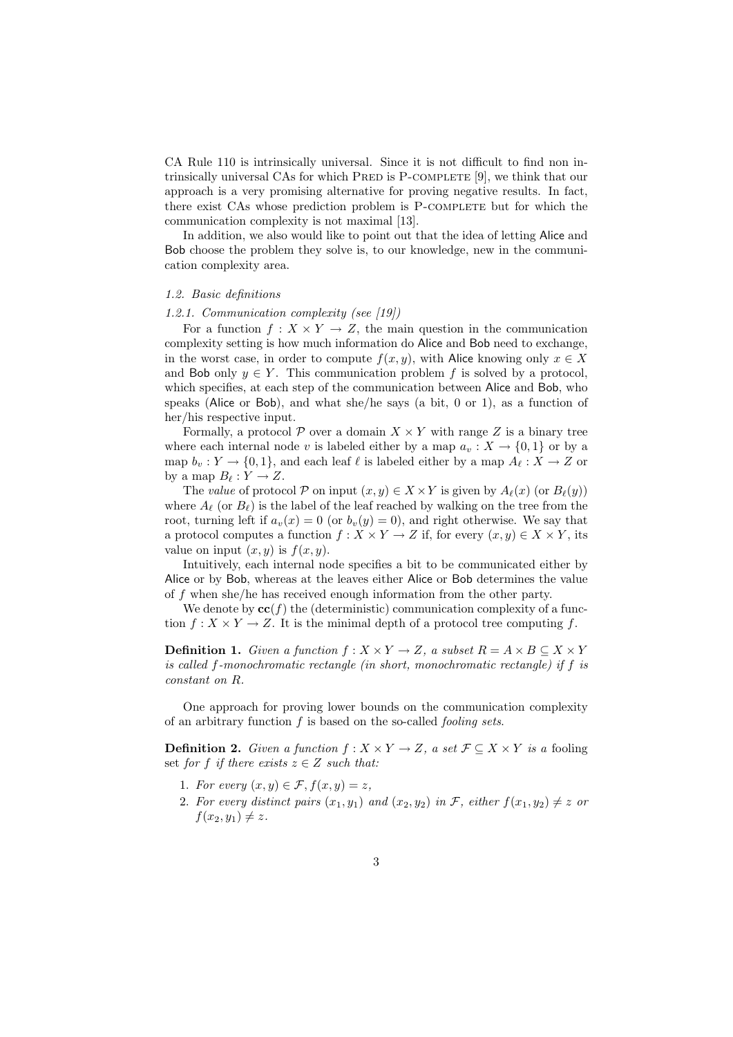CA Rule 110 is intrinsically universal. Since it is not difficult to find non intrinsically universal CAs for which PRED is P-COMPLETE [9], we think that our approach is a very promising alternative for proving negative results. In fact, there exist CAs whose prediction problem is P-COMPLETE but for which the communication complexity is not maximal [13].

In addition, we also would like to point out that the idea of letting Alice and Bob choose the problem they solve is, to our knowledge, new in the communication complexity area.

### 1.2. Basic definitions

#### 1.2.1. Communication complexity (see [19])

For a function $f : X \times Y \to Z$, the main question in the communication complexity setting is how much information do Alice and Bob need to exchange, in the worst case, in order to compute $f(x, y)$, with Alice knowing only $x \in X$ and Bob only $y \in Y$. This communication problem $f$ is solved by a protocol, which specifies, at each step of the communication between Alice and Bob, who speaks (Alice or Bob), and what she/he says (a bit, 0 or 1), as a function of her/his respective input.

Formally, a protocol $\mathcal{P}$ over a domain $X \times Y$ with range $Z$ is a binary tree where each internal node $v$ is labeled either by a map $a_v : X \to \{0, 1\}$ or by a map $b_v : Y \to \{0, 1\}$, and each leaf $\ell$ is labeled either by a map $A_\ell : X \to Z$ or by a map $B_\ell : Y \to Z$.

The *value* of protocol $\mathcal{P}$ on input $(x, y) \in X \times Y$ is given by $A_\ell(x)$ (or $B_\ell(y)$) where $A_\ell$ (or $B_\ell$) is the label of the leaf reached by walking on the tree from the root, turning left if $a_v(x) = 0$ (or $b_v(y) = 0$), and right otherwise. We say that a protocol computes a function $f : X \times Y \to Z$ if, for every $(x, y) \in X \times Y$, its value on input $(x, y)$ is $f(x, y)$.

Intuitively, each internal node specifies a bit to be communicated either by Alice or by Bob, whereas at the leaves either Alice or Bob determines the value of $f$ when she/he has received enough information from the other party.

We denote by $\mathbf{cc}(f)$ the (deterministic) communication complexity of a function $f : X \times Y \to Z$. It is the minimal depth of a protocol tree computing $f$.

**Definition 1.** *Given a function $f : X \times Y \to Z$, a subset $R = A \times B \subseteq X \times Y$ is called $f$-monochromatic rectangle (in short, monochromatic rectangle) if $f$ is constant on $R$.*

One approach for proving lower bounds on the communication complexity of an arbitrary function $f$ is based on the so-called *fooling sets*.

**Definition 2.** *Given a function $f : X \times Y \to Z$, a set $\mathcal{F} \subseteq X \times Y$ is a* fooling set *for $f$ if there exists $z \in Z$ such that:*

1. *For every $(x, y) \in \mathcal{F}, f(x, y) = z$,*
2. *For every distinct pairs $(x_1, y_1)$ and $(x_2, y_2)$ in $\mathcal{F}$, either $f(x_1, y_2) \neq z$ or $f(x_2, y_1) \neq z$.*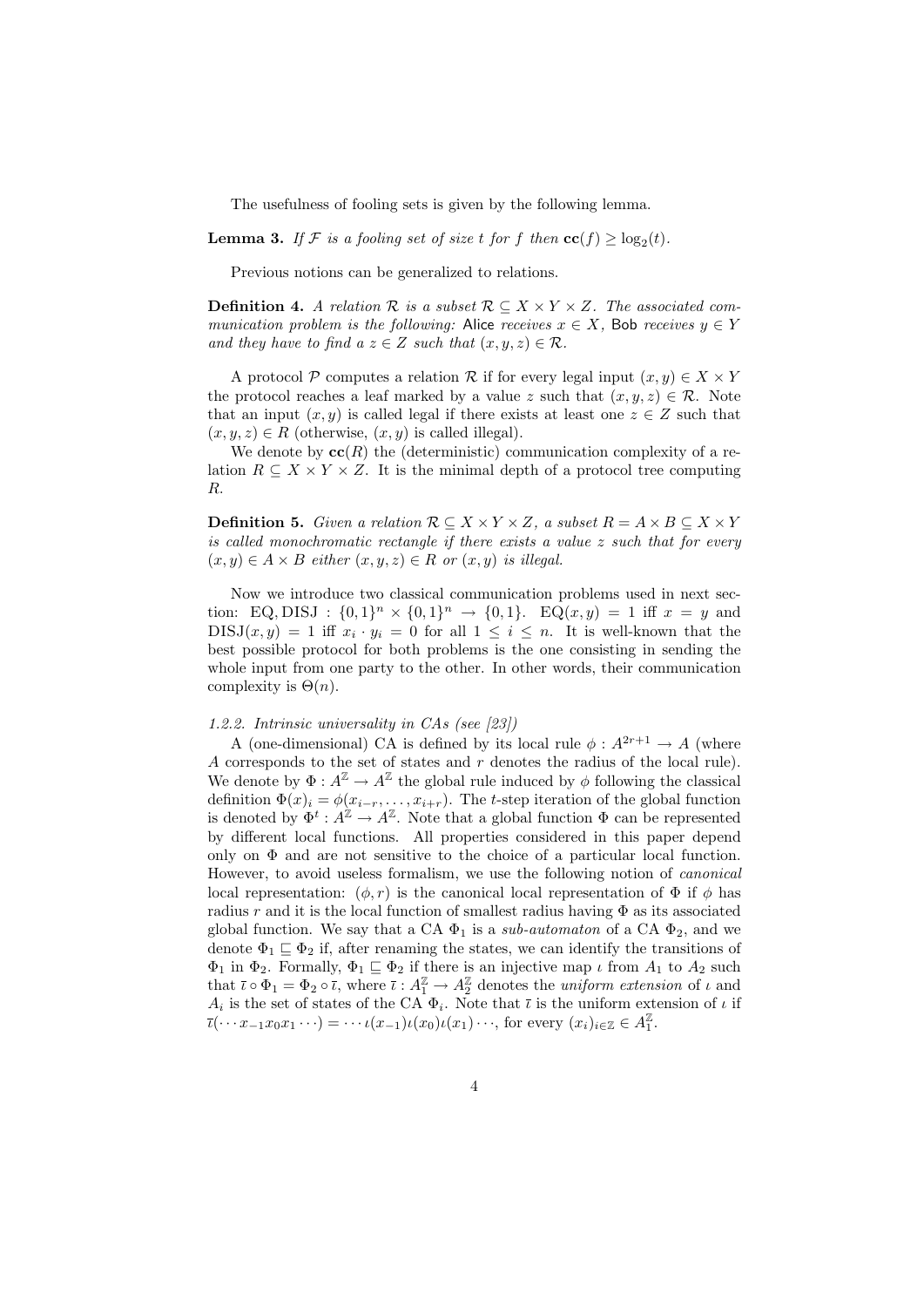The usefulness of fooling sets is given by the following lemma.

**Lemma 3.** *If $\mathcal{F}$ is a fooling set of size $t$ for $f$ then $\mathbf{cc}(f) \geq \log_2(t)$.*

Previous notions can be generalized to relations.

**Definition 4.** *A relation $\mathcal{R}$ is a subset $\mathcal{R} \subseteq X \times Y \times Z$. The associated communication problem is the following:* Alice *receives $x \in X$,* Bob *receives $y \in Y$ and they have to find a $z \in Z$ such that $(x, y, z) \in \mathcal{R}$.*

A protocol $\mathcal{P}$ computes a relation $\mathcal{R}$ if for every legal input $(x, y) \in X \times Y$ the protocol reaches a leaf marked by a value $z$ such that $(x, y, z) \in \mathcal{R}$. Note that an input $(x, y)$ is called legal if there exists at least one $z \in Z$ such that $(x, y, z) \in R$ (otherwise, $(x, y)$ is called illegal).

We denote by $\mathbf{cc}(R)$ the (deterministic) communication complexity of a relation $R \subseteq X \times Y \times Z$. It is the minimal depth of a protocol tree computing $R$.

**Definition 5.** *Given a relation $\mathcal{R} \subseteq X \times Y \times Z$, a subset $R = A \times B \subseteq X \times Y$ is called monochromatic rectangle if there exists a value $z$ such that for every $(x, y) \in A \times B$ either $(x, y, z) \in R$ or $(x, y)$ is illegal.*

Now we introduce two classical communication problems used in next section: $\text{EQ}, \text{DISJ} : \{0,1\}^n \times \{0,1\}^n \to \{0,1\}$. $\text{EQ}(x, y) = 1$ iff $x = y$ and $\text{DISJ}(x, y) = 1$ iff $x_i \cdot y_i = 0$ for all $1 \leq i \leq n$. It is well-known that the best possible protocol for both problems is the one consisting in sending the whole input from one party to the other. In other words, their communication complexity is $\Theta(n)$.

#### 1.2.2. Intrinsic universality in CAs (see [23])

A (one-dimensional) CA is defined by its local rule $\phi : A^{2r+1} \to A$ (where $A$ corresponds to the set of states and $r$ denotes the radius of the local rule). We denote by $\Phi : A^{\mathbb{Z}} \to A^{\mathbb{Z}}$ the global rule induced by $\phi$ following the classical definition $\Phi(x)_i = \phi(x_{i-r}, \ldots, x_{i+r})$. The $t$-step iteration of the global function is denoted by $\Phi^t : A^{\mathbb{Z}} \to A^{\mathbb{Z}}$. Note that a global function $\Phi$ can be represented by different local functions. All properties considered in this paper depend only on $\Phi$ and are not sensitive to the choice of a particular local function. However, to avoid useless formalism, we use the following notion of *canonical* local representation: $(\phi, r)$ is the canonical local representation of $\Phi$ if $\phi$ has radius $r$ and it is the local function of smallest radius having $\Phi$ as its associated global function. We say that a CA $\Phi_1$ is a *sub-automaton* of a CA $\Phi_2$, and we denote $\Phi_1 \sqsubseteq \Phi_2$ if, after renaming the states, we can identify the transitions of $\Phi_1$ in $\Phi_2$. Formally, $\Phi_1 \sqsubseteq \Phi_2$ if there is an injective map $\iota$ from $A_1$ to $A_2$ such that $\bar{\iota} \circ \Phi_1 = \Phi_2 \circ \bar{\iota}$, where $\bar{\iota} : A_1^{\mathbb{Z}} \to A_2^{\mathbb{Z}}$ denotes the *uniform extension* of $\iota$ and $A_i$ is the set of states of the CA $\Phi_i$. Note that $\bar{\iota}$ is the uniform extension of $\iota$ if $\bar{\iota}(\cdots x_{-1} x_0 x_1 \cdots) = \cdots \iota(x_{-1}) \iota(x_0) \iota(x_1) \cdots$, for every $(x_i)_{i \in \mathbb{Z}} \in A_1^{\mathbb{Z}}$.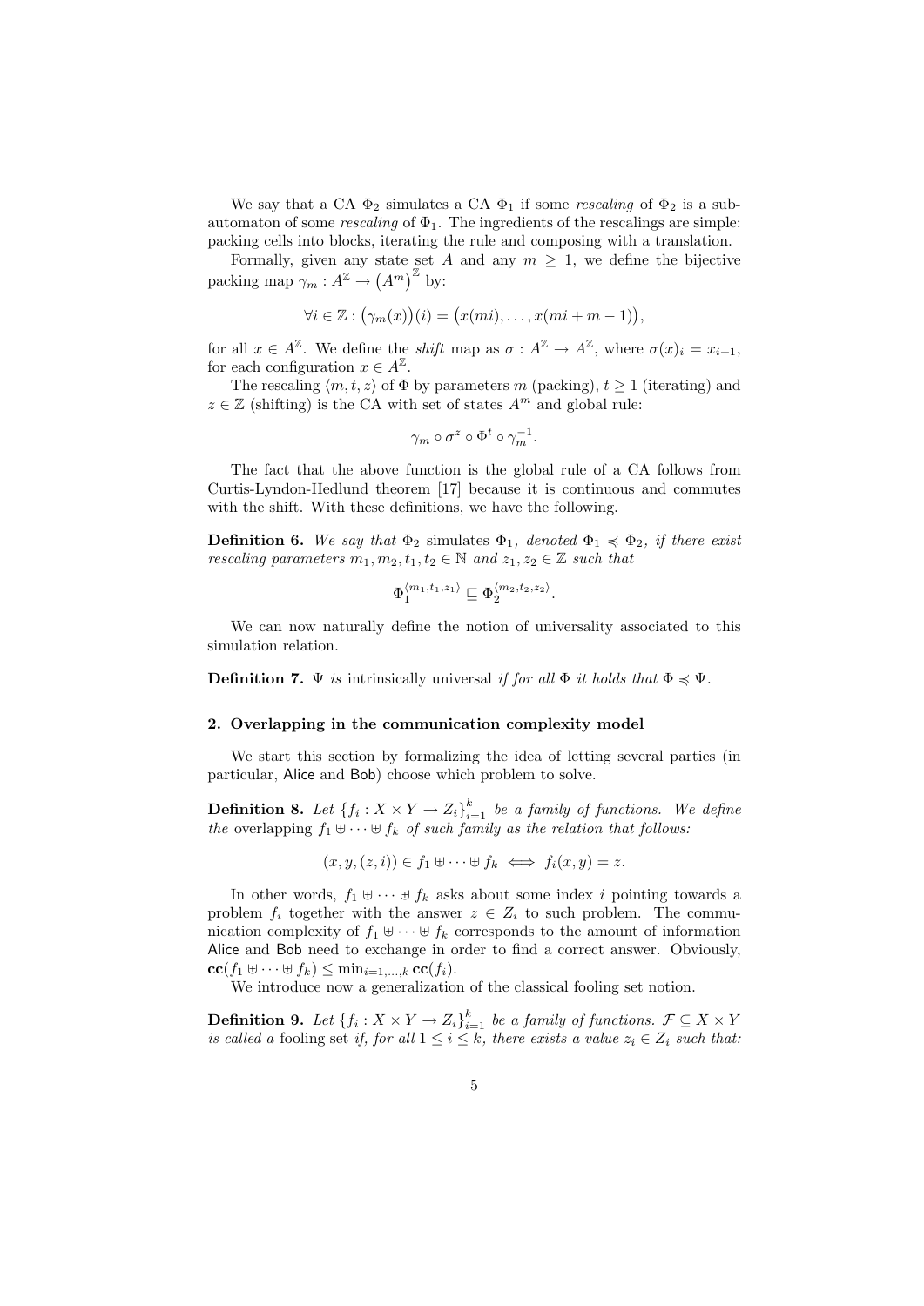We say that a CA $\Phi_2$ simulates a CA $\Phi_1$ if some *rescaling* of $\Phi_2$ is a subautomaton of some *rescaling* of $\Phi_1$. The ingredients of the rescalings are simple: packing cells into blocks, iterating the rule and composing with a translation.

Formally, given any state set $A$ and any $m \geq 1$, we define the bijective packing map $\gamma_m : A^{\mathbb{Z}} \to \left(A^m\right)^{\mathbb{Z}}$ by:

$$\forall i \in \mathbb{Z} : \big(\gamma_m(x)\big)(i) = \big(x(mi), \ldots, x(mi+m-1)\big),$$

for all $x \in A^{\mathbb{Z}}$. We define the *shift* map as $\sigma : A^{\mathbb{Z}} \to A^{\mathbb{Z}}$, where $\sigma(x)_i = x_{i+1}$, for each configuration $x \in A^{\mathbb{Z}}$.

The rescaling $\langle m, t, z\rangle$ of $\Phi$ by parameters $m$ (packing), $t \geq 1$ (iterating) and $z \in \mathbb{Z}$ (shifting) is the CA with set of states $A^m$ and global rule:

$$\gamma_m \circ \sigma^z \circ \Phi^t \circ \gamma_m^{-1}.$$

The fact that the above function is the global rule of a CA follows from Curtis-Lyndon-Hedlund theorem [17] because it is continuous and commutes with the shift. With these definitions, we have the following.

**Definition 6.** *We say that $\Phi_2$ simulates $\Phi_1$, denoted $\Phi_1 \preccurlyeq \Phi_2$, if there exist rescaling parameters $m_1, m_2, t_1, t_2 \in \mathbb{N}$ and $z_1, z_2 \in \mathbb{Z}$ such that*

$$\Phi_1^{\langle m_1,t_1,z_1\rangle} \sqsubseteq \Phi_2^{\langle m_2,t_2,z_2\rangle}.$$

We can now naturally define the notion of universality associated to this simulation relation.

**Definition 7.** *$\Psi$ is* intrinsically universal *if for all $\Phi$ it holds that $\Phi \preccurlyeq \Psi$.*

## 2. Overlapping in the communication complexity model

We start this section by formalizing the idea of letting several parties (in particular, Alice and Bob) choose which problem to solve.

**Definition 8.** *Let $\{f_i : X \times Y \to Z_i\}_{i=1}^k$ be a family of functions. We define the* overlapping $f_1 \uplus \cdots \uplus f_k$ *of such family as the relation that follows:*

$$(x, y, (z, i)) \in f_1 \uplus \cdots \uplus f_k \iff f_i(x, y) = z.$$

In other words, $f_1 \uplus \cdots \uplus f_k$ asks about some index $i$ pointing towards a problem $f_i$ together with the answer $z \in Z_i$ to such problem. The communication complexity of $f_1 \uplus \cdots \uplus f_k$ corresponds to the amount of information Alice and Bob need to exchange in order to find a correct answer. Obviously, $\mathbf{cc}(f_1 \uplus \cdots \uplus f_k) \leq \min_{i=1,\ldots,k} \mathbf{cc}(f_i)$.

We introduce now a generalization of the classical fooling set notion.

**Definition 9.** *Let $\{f_i : X \times Y \to Z_i\}_{i=1}^k$ be a family of functions. $\mathcal{F} \subseteq X \times Y$ is called a* fooling set *if, for all $1 \leq i \leq k$, there exists a value $z_i \in Z_i$ such that:*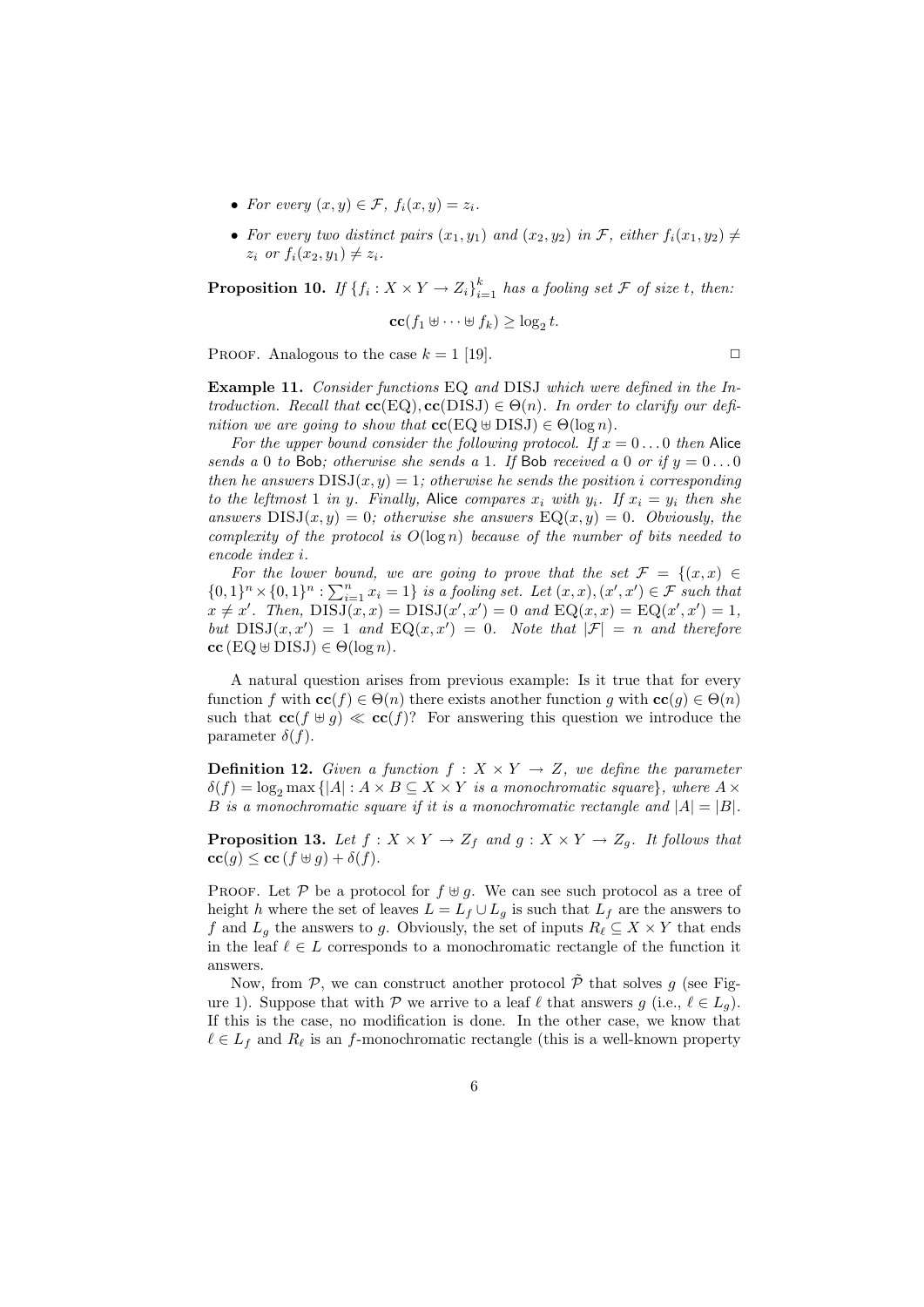- *For every $(x, y) \in \mathcal{F}$, $f_i(x, y) = z_i$.*
- *For every two distinct pairs $(x_1, y_1)$ and $(x_2, y_2)$ in $\mathcal{F}$, either $f_i(x_1, y_2) \neq z_i$ or $f_i(x_2, y_1) \neq z_i$.*

**Proposition 10.** *If $\{f_i : X \times Y \to Z_i\}_{i=1}^k$ has a fooling set $\mathcal{F}$ of size $t$, then:*

$$\mathbf{cc}(f_1 \uplus \cdots \uplus f_k) \geq \log_2 t.$$

PROOF. Analogous to the case $k = 1$ [19]. □

**Example 11.** *Consider functions EQ and DISJ which were defined in the Introduction. Recall that $\mathbf{cc}(\mathrm{EQ}), \mathbf{cc}(\mathrm{DISJ}) \in \Theta(n)$. In order to clarify our definition we are going to show that $\mathbf{cc}(\mathrm{EQ} \uplus \mathrm{DISJ}) \in \Theta(\log n)$.*

*For the upper bound consider the following protocol. If $x = 0 \ldots 0$ then Alice sends a 0 to Bob; otherwise she sends a 1. If Bob received a 0 or if $y = 0 \ldots 0$ then he answers $\mathrm{DISJ}(x, y) = 1$; otherwise he sends the position $i$ corresponding to the leftmost 1 in $y$. Finally, Alice compares $x_i$ with $y_i$. If $x_i = y_i$ then she answers $\mathrm{DISJ}(x, y) = 0$; otherwise she answers $\mathrm{EQ}(x, y) = 0$. Obviously, the complexity of the protocol is $O(\log n)$ because of the number of bits needed to encode index $i$.*

*For the lower bound, we are going to prove that the set $\mathcal{F} = \{(x, x) \in \{0,1\}^n \times \{0,1\}^n : \sum_{i=1}^n x_i = 1\}$ is a fooling set. Let $(x, x), (x', x') \in \mathcal{F}$ such that $x \neq x'$. Then, $\mathrm{DISJ}(x, x) = \mathrm{DISJ}(x', x') = 0$ and $\mathrm{EQ}(x, x) = \mathrm{EQ}(x', x') = 1$, but $\mathrm{DISJ}(x, x') = 1$ and $\mathrm{EQ}(x, x') = 0$. Note that $|\mathcal{F}| = n$ and therefore $\mathbf{cc}(\mathrm{EQ} \uplus \mathrm{DISJ}) \in \Theta(\log n)$.*

A natural question arises from previous example: Is it true that for every function $f$ with $\mathbf{cc}(f) \in \Theta(n)$ there exists another function $g$ with $\mathbf{cc}(g) \in \Theta(n)$ such that $\mathbf{cc}(f \uplus g) \ll \mathbf{cc}(f)$? For answering this question we introduce the parameter $\delta(f)$.

**Definition 12.** *Given a function $f : X \times Y \to Z$, we define the parameter $\delta(f) = \log_2 \max\{|A| : A \times B \subseteq X \times Y$ is a monochromatic square$\}$, where $A \times B$ is a monochromatic square if it is a monochromatic rectangle and $|A| = |B|$.*

**Proposition 13.** *Let $f : X \times Y \to Z_f$ and $g : X \times Y \to Z_g$. It follows that $\mathbf{cc}(g) \leq \mathbf{cc}(f \uplus g) + \delta(f)$.*

PROOF. Let $\mathcal{P}$ be a protocol for $f \uplus g$. We can see such protocol as a tree of height $h$ where the set of leaves $L = L_f \cup L_g$ is such that $L_f$ are the answers to $f$ and $L_g$ the answers to $g$. Obviously, the set of inputs $R_\ell \subseteq X \times Y$ that ends in the leaf $\ell \in L$ corresponds to a monochromatic rectangle of the function it answers.

Now, from $\mathcal{P}$, we can construct another protocol $\tilde{\mathcal{P}}$ that solves $g$ (see Figure 1). Suppose that with $\mathcal{P}$ we arrive to a leaf $\ell$ that answers $g$ (i.e., $\ell \in L_g$). If this is the case, no modification is done. In the other case, we know that $\ell \in L_f$ and $R_\ell$ is an $f$-monochromatic rectangle (this is a well-known property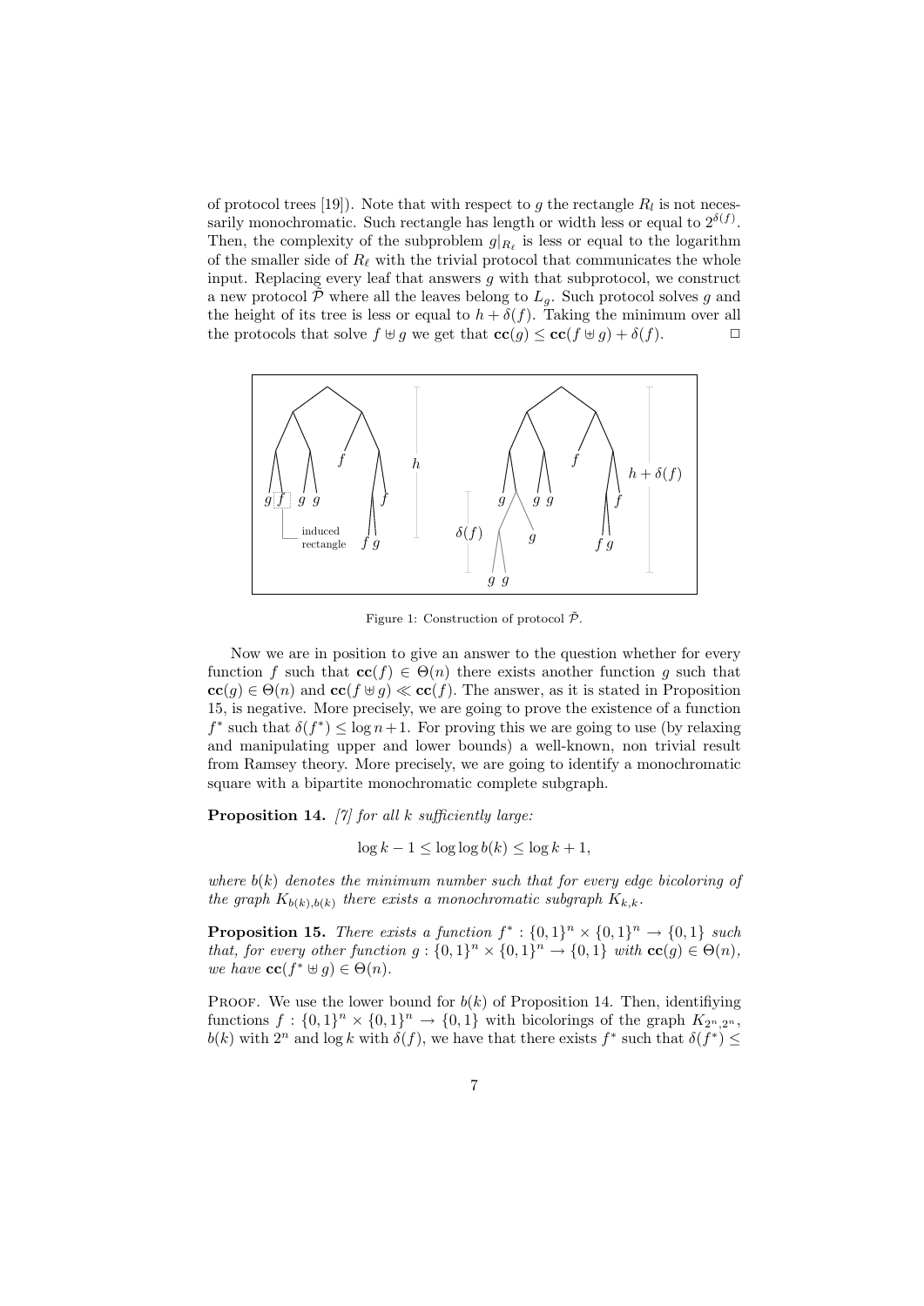of protocol trees [19]). Note that with respect to $g$ the rectangle $R_l$ is not necessarily monochromatic. Such rectangle has length or width less or equal to $2^{\delta(f)}$. Then, the complexity of the subproblem $g|_{R_\ell}$ is less or equal to the logarithm of the smaller side of $R_\ell$ with the trivial protocol that communicates the whole input. Replacing every leaf that answers $g$ with that subprotocol, we construct a new protocol $\tilde{\mathcal{P}}$ where all the leaves belong to $L_g$. Such protocol solves $g$ and the height of its tree is less or equal to $h + \delta(f)$. Taking the minimum over all the protocols that solve $f \uplus g$ we get that $\mathbf{cc}(g) \leq \mathbf{cc}(f \uplus g) + \delta(f)$. □

Figure 1: Construction of protocol $\tilde{\mathcal{P}}$.

Now we are in position to give an answer to the question whether for every function $f$ such that $\mathbf{cc}(f) \in \Theta(n)$ there exists another function $g$ such that $\mathbf{cc}(g) \in \Theta(n)$ and $\mathbf{cc}(f \uplus g) \ll \mathbf{cc}(f)$. The answer, as it is stated in Proposition 15, is negative. More precisely, we are going to prove the existence of a function $f^*$ such that $\delta(f^*) \leq \log n + 1$. For proving this we are going to use (by relaxing and manipulating upper and lower bounds) a well-known, non trivial result from Ramsey theory. More precisely, we are going to identify a monochromatic square with a bipartite monochromatic complete subgraph.

**Proposition 14.** *[7] for all $k$ sufficiently large:*

$$\log k - 1 \leq \log \log b(k) \leq \log k + 1,$$

*where $b(k)$ denotes the minimum number such that for every edge bicoloring of the graph $K_{b(k),b(k)}$ there exists a monochromatic subgraph $K_{k,k}$.*

**Proposition 15.** *There exists a function $f^* : \{0,1\}^n \times \{0,1\}^n \to \{0,1\}$ such that, for every other function $g : \{0,1\}^n \times \{0,1\}^n \to \{0,1\}$ with $\mathbf{cc}(g) \in \Theta(n)$, we have $\mathbf{cc}(f^* \uplus g) \in \Theta(n)$.*

Proof. We use the lower bound for $b(k)$ of Proposition 14. Then, identifiying functions $f : \{0,1\}^n \times \{0,1\}^n \to \{0,1\}$ with bicolorings of the graph $K_{2^n,2^n}$, $b(k)$ with $2^n$ and $\log k$ with $\delta(f)$, we have that there exists $f^*$ such that $\delta(f^*) \leq$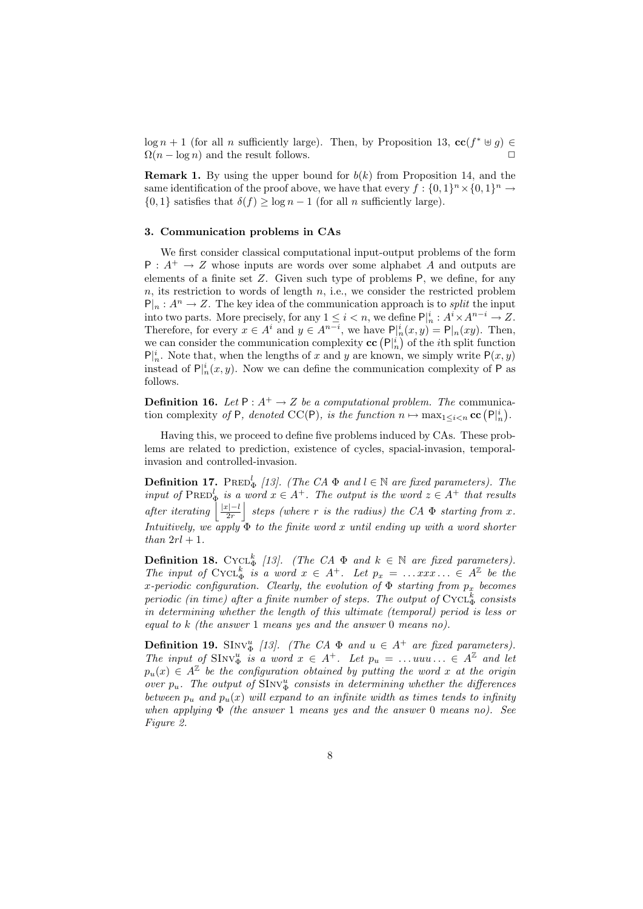$\log n + 1$ (for all $n$ sufficiently large). Then, by Proposition 13, $\mathbf{cc}(f^* \uplus g) \in \Omega(n - \log n)$ and the result follows. $\square$

**Remark 1.** By using the upper bound for $b(k)$ from Proposition 14, and the same identification of the proof above, we have that every $f : \{0,1\}^n \times \{0,1\}^n \to \{0,1\}$ satisfies that $\delta(f) \geq \log n - 1$ (for all $n$ sufficiently large).

### 3. Communication problems in CAs

We first consider classical computational input-output problems of the form $\mathsf{P} : A^+ \to Z$ whose inputs are words over some alphabet $A$ and outputs are elements of a finite set $Z$. Given such type of problems $\mathsf{P}$, we define, for any $n$, its restriction to words of length $n$, i.e., we consider the restricted problem $\mathsf{P}|_n : A^n \to Z$. The key idea of the communication approach is to *split* the input into two parts. More precisely, for any $1 \leq i < n$, we define $\mathsf{P}|_n^i : A^i \times A^{n-i} \to Z$. Therefore, for every $x \in A^i$ and $y \in A^{n-i}$, we have $\mathsf{P}|_n^i(x, y) = \mathsf{P}|_n(xy)$. Then, we can consider the communication complexity $\mathbf{cc}\left(\mathsf{P}|_n^i\right)$ of the $i$th split function $\mathsf{P}|_n^i$. Note that, when the lengths of $x$ and $y$ are known, we simply write $\mathsf{P}(x, y)$ instead of $\mathsf{P}|_n^i(x, y)$. Now we can define the communication complexity of $\mathsf{P}$ as follows.

**Definition 16.** *Let $\mathsf{P} : A^+ \to Z$ be a computational problem. The* communication complexity *of $\mathsf{P}$, denoted $\mathrm{CC}(\mathsf{P})$, is the function $n \mapsto \max_{1 \leq i < n} \mathbf{cc}\left(\mathsf{P}|_n^i\right)$.*

Having this, we proceed to define five problems induced by CAs. These problems are related to prediction, existence of cycles, spacial-invasion, temporal-invasion and controlled-invasion.

**Definition 17.** $\mathrm{PRED}_\Phi^l$ *[13]. (The CA $\Phi$ and $l \in \mathbb{N}$ are fixed parameters). The input of $\mathrm{PRED}_\Phi^l$ is a word $x \in A^+$. The output is the word $z \in A^+$ that results after iterating $\left\lfloor \frac{|x|-l}{2r} \right\rfloor$ steps (where $r$ is the radius) the CA $\Phi$ starting from $x$. Intuitively, we apply $\Phi$ to the finite word $x$ until ending up with a word shorter than $2rl + 1$.*

**Definition 18.** $\mathrm{CYCL}_\Phi^k$ *[13]. (The CA $\Phi$ and $k \in \mathbb{N}$ are fixed parameters). The input of $\mathrm{CYCL}_\Phi^k$ is a word $x \in A^+$. Let $p_x = \ldots xxx \ldots \in A^{\mathbb{Z}}$ be the $x$-periodic configuration. Clearly, the evolution of $\Phi$ starting from $p_x$ becomes periodic (in time) after a finite number of steps. The output of $\mathrm{CYCL}_\Phi^k$ consists in determining whether the length of this ultimate (temporal) period is less or equal to $k$ (the answer 1 means yes and the answer 0 means no).*

**Definition 19.** $\mathrm{SINV}_\Phi^u$ *[13]. (The CA $\Phi$ and $u \in A^+$ are fixed parameters). The input of $\mathrm{SINV}_\Phi^u$ is a word $x \in A^+$. Let $p_u = \ldots uuu \ldots \in A^{\mathbb{Z}}$ and let $p_u(x) \in A^{\mathbb{Z}}$ be the configuration obtained by putting the word $x$ at the origin over $p_u$. The output of $\mathrm{SINV}_\Phi^u$ consists in determining whether the differences between $p_u$ and $p_u(x)$ will expand to an infinite width as times tends to infinity when applying $\Phi$ (the answer 1 means yes and the answer 0 means no). See Figure 2.*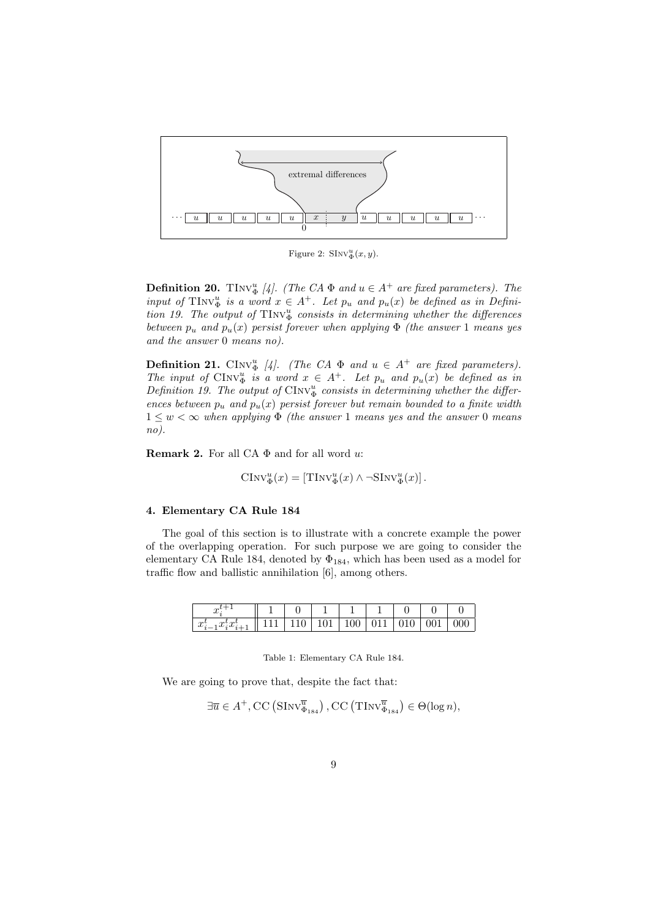Figure 2: $\text{SInv}_{\Phi}^{u}(x, y)$.

**Definition 20.** $\text{TInv}_{\Phi}^{u}$ [4]. *(The CA $\Phi$ and $u \in A^+$ are fixed parameters). The input of $\text{TInv}_{\Phi}^{u}$ is a word $x \in A^+$. Let $p_u$ and $p_u(x)$ be defined as in Definition 19. The output of $\text{TInv}_{\Phi}^{u}$ consists in determining whether the differences between $p_u$ and $p_u(x)$ persist forever when applying $\Phi$ (the answer 1 means yes and the answer 0 means no).*

**Definition 21.** $\text{CInv}_{\Phi}^{u}$ [4]. *(The CA $\Phi$ and $u \in A^+$ are fixed parameters). The input of $\text{CInv}_{\Phi}^{u}$ is a word $x \in A^+$. Let $p_u$ and $p_u(x)$ be defined as in Definition 19. The output of $\text{CInv}_{\Phi}^{u}$ consists in determining whether the differences between $p_u$ and $p_u(x)$ persist forever but remain bounded to a finite width $1 \leq w < \infty$ when applying $\Phi$ (the answer 1 means yes and the answer 0 means no).*

**Remark 2.** For all CA $\Phi$ and for all word $u$:

$$\text{CInv}_{\Phi}^{u}(x) = \left[\text{TInv}_{\Phi}^{u}(x) \wedge \neg \text{SInv}_{\Phi}^{u}(x)\right].$$

### 4. Elementary CA Rule 184

The goal of this section is to illustrate with a concrete example the power of the overlapping operation. For such purpose we are going to consider the elementary CA Rule 184, denoted by $\Phi_{184}$, which has been used as a model for traffic flow and ballistic annihilation [6], among others.

| $x_i^{t+1}$ | 1 | 0 | 1 | 1 | 1 | 0 | 0 | 0 |
|---|---|---|---|---|---|---|---|---|
| $x_{i-1}^t x_i^t x_{i+1}^t$ | 111 | 110 | 101 | 100 | 011 | 010 | 001 | 000 |

Table 1: Elementary CA Rule 184.

We are going to prove that, despite the fact that:

$$\exists \overline{u} \in A^+, \text{CC}\left(\text{SInv}_{\Phi_{184}}^{\overline{u}}\right), \text{CC}\left(\text{TInv}_{\Phi_{184}}^{\overline{u}}\right) \in \Theta(\log n),$$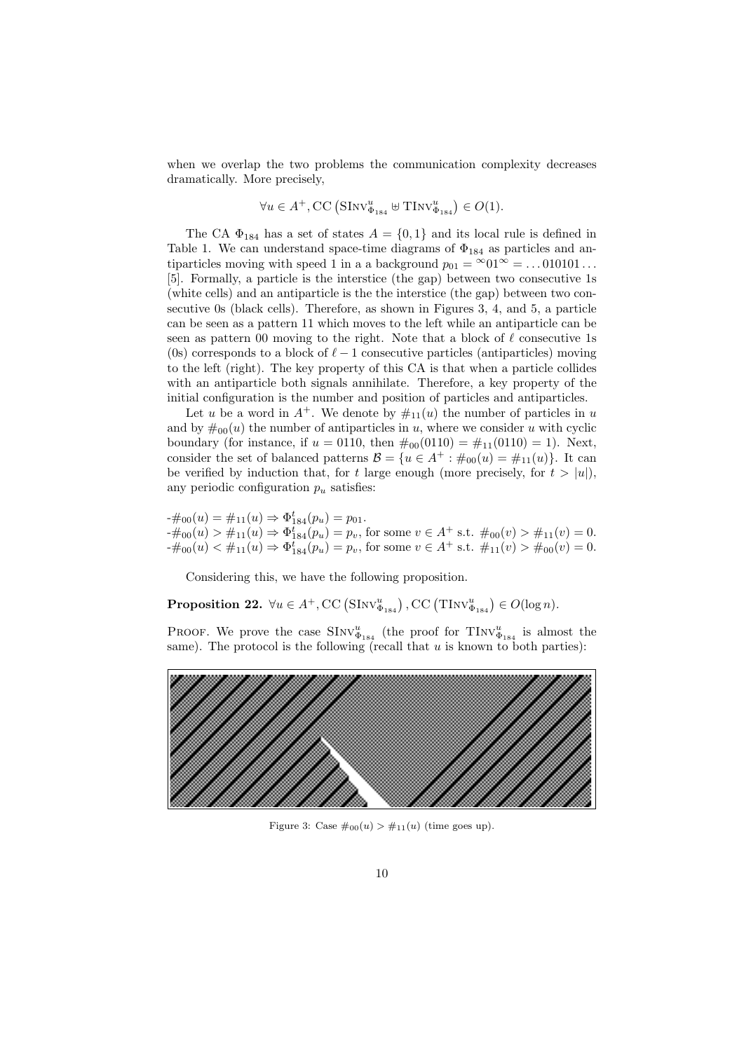when we overlap the two problems the communication complexity decreases dramatically. More precisely,

$$\forall u \in A^+, \mathrm{CC}\left(\mathrm{SInv}^u_{\Phi_{184}} \uplus \mathrm{TInv}^u_{\Phi_{184}}\right) \in O(1).$$

The CA $\Phi_{184}$ has a set of states $A = \{0, 1\}$ and its local rule is defined in Table 1. We can understand space-time diagrams of $\Phi_{184}$ as particles and antiparticles moving with speed 1 in a a background $p_{01} = {}^{\infty}01^{\infty} = \ldots 010101\ldots$ [5]. Formally, a particle is the interstice (the gap) between two consecutive 1s (white cells) and an antiparticle is the the interstice (the gap) between two consecutive 0s (black cells). Therefore, as shown in Figures 3, 4, and 5, a particle can be seen as a pattern 11 which moves to the left while an antiparticle can be seen as pattern 00 moving to the right. Note that a block of $\ell$ consecutive 1s (0s) corresponds to a block of $\ell - 1$ consecutive particles (antiparticles) moving to the left (right). The key property of this CA is that when a particle collides with an antiparticle both signals annihilate. Therefore, a key property of the initial configuration is the number and position of particles and antiparticles.

Let $u$ be a word in $A^+$. We denote by $\#_{11}(u)$ the number of particles in $u$ and by $\#_{00}(u)$ the number of antiparticles in $u$, where we consider $u$ with cyclic boundary (for instance, if $u = 0110$, then $\#_{00}(0110) = \#_{11}(0110) = 1$). Next, consider the set of balanced patterns $\mathcal{B} = \{u \in A^+ : \#_{00}(u) = \#_{11}(u)\}$. It can be verified by induction that, for $t$ large enough (more precisely, for $t > |u|$), any periodic configuration $p_u$ satisfies:

- $\#_{00}(u) = \#_{11}(u) \Rightarrow \Phi^t_{184}(p_u) = p_{01}$.
- $\#_{00}(u) > \#_{11}(u) \Rightarrow \Phi^t_{184}(p_u) = p_v$, for some $v \in A^+$ s.t. $\#_{00}(v) > \#_{11}(v) = 0$.
- $\#_{00}(u) < \#_{11}(u) \Rightarrow \Phi^t_{184}(p_u) = p_v$, for some $v \in A^+$ s.t. $\#_{11}(v) > \#_{00}(v) = 0$.

Considering this, we have the following proposition.

**Proposition 22.** $\forall u \in A^+, \mathrm{CC}\left(\mathrm{SInv}^u_{\Phi_{184}}\right), \mathrm{CC}\left(\mathrm{TInv}^u_{\Phi_{184}}\right) \in O(\log n)$.

Proof. We prove the case $\mathrm{SInv}^u_{\Phi_{184}}$ (the proof for $\mathrm{TInv}^u_{\Phi_{184}}$ is almost the same). The protocol is the following (recall that $u$ is known to both parties):

Figure 3: Case $\#_{00}(u) > \#_{11}(u)$ (time goes up).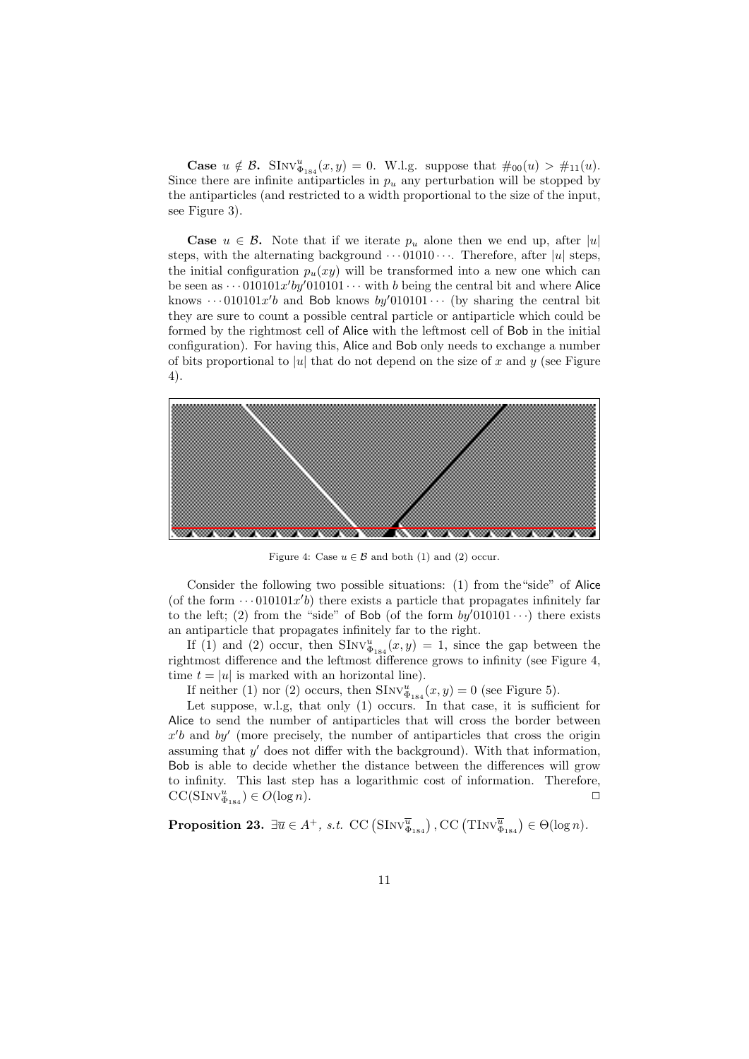**Case $u \notin \mathcal{B}$.** $\text{SINV}^u_{\Phi_{184}}(x, y) = 0$. W.l.g. suppose that $\#_{00}(u) > \#_{11}(u)$. Since there are infinite antiparticles in $p_u$ any perturbation will be stopped by the antiparticles (and restricted to a width proportional to the size of the input, see Figure 3).

**Case $u \in \mathcal{B}$.** Note that if we iterate $p_u$ alone then we end up, after $|u|$ steps, with the alternating background $\cdots 01010 \cdots$. Therefore, after $|u|$ steps, the initial configuration $p_u(xy)$ will be transformed into a new one which can be seen as $\cdots 010101x'by'010101 \cdots$ with $b$ being the central bit and where Alice knows $\cdots 010101x'b$ and Bob knows $by'010101 \cdots$ (by sharing the central bit they are sure to count a possible central particle or antiparticle which could be formed by the rightmost cell of Alice with the leftmost cell of Bob in the initial configuration). For having this, Alice and Bob only needs to exchange a number of bits proportional to $|u|$ that do not depend on the size of $x$ and $y$ (see Figure 4).

Figure 4: Case $u \in \mathcal{B}$ and both (1) and (2) occur.

Consider the following two possible situations: (1) from the "side" of Alice (of the form $\cdots 010101x'b$) there exists a particle that propagates infinitely far to the left; (2) from the "side" of Bob (of the form $by'010101 \cdots$) there exists an antiparticle that propagates infinitely far to the right.

If (1) and (2) occur, then $\text{SINV}^u_{\Phi_{184}}(x, y) = 1$, since the gap between the rightmost difference and the leftmost difference grows to infinity (see Figure 4, time $t = |u|$ is marked with an horizontal line).

If neither (1) nor (2) occurs, then $\text{SINV}^u_{\Phi_{184}}(x, y) = 0$ (see Figure 5).

Let suppose, w.l.g, that only (1) occurs. In that case, it is sufficient for Alice to send the number of antiparticles that will cross the border between $x'b$ and $by'$ (more precisely, the number of antiparticles that cross the origin assuming that $y'$ does not differ with the background). With that information, Bob is able to decide whether the distance between the differences will grow to infinity. This last step has a logarithmic cost of information. Therefore, $\text{CC}(\text{SINV}^u_{\Phi_{184}}) \in O(\log n)$. □

**Proposition 23.** *$\exists \overline{u} \in A^+$, s.t.* $\text{CC}\left(\text{SINV}^{\overline{u}}_{\Phi_{184}}\right), \text{CC}\left(\text{TINV}^{\overline{u}}_{\Phi_{184}}\right) \in \Theta(\log n)$.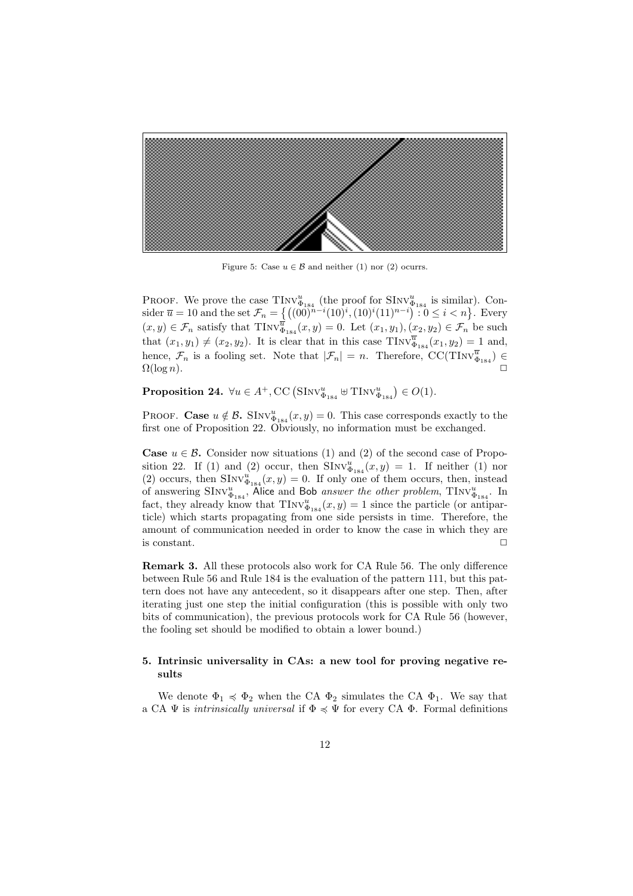Figure 5: Case $u \in \mathcal{B}$ and neither (1) nor (2) ocurrs.

PROOF. We prove the case $\mathrm{TInv}^u_{\Phi_{184}}$ (the proof for $\mathrm{SInv}^u_{\Phi_{184}}$ is similar). Consider $\overline{u} = 10$ and the set $\mathcal{F}_n = \left\{ \left( (00)^{n-i}(10)^i, (10)^i(11)^{n-i} \right) : 0 \le i < n \right\}$. Every $(x, y) \in \mathcal{F}_n$ satisfy that $\mathrm{TInv}^{\overline{u}}_{\Phi_{184}}(x, y) = 0$. Let $(x_1, y_1), (x_2, y_2) \in \mathcal{F}_n$ be such that $(x_1, y_1) \neq (x_2, y_2)$. It is clear that in this case $\mathrm{TInv}^{\overline{u}}_{\Phi_{184}}(x_1, y_2) = 1$ and, hence, $\mathcal{F}_n$ is a fooling set. Note that $|\mathcal{F}_n| = n$. Therefore, $\mathrm{CC}(\mathrm{TInv}^{\overline{u}}_{\Phi_{184}}) \in \Omega(\log n)$. □

**Proposition 24.** $\forall u \in A^+, \mathrm{CC}\left(\mathrm{SInv}^u_{\Phi_{184}} \uplus \mathrm{TInv}^u_{\Phi_{184}}\right) \in O(1)$.

PROOF. **Case $u \notin \mathcal{B}$.** $\mathrm{SInv}^u_{\Phi_{184}}(x, y) = 0$. This case corresponds exactly to the first one of Proposition 22. Obviously, no information must be exchanged.

**Case $u \in \mathcal{B}$.** Consider now situations (1) and (2) of the second case of Proposition 22. If (1) and (2) occur, then $\mathrm{SInv}^u_{\Phi_{184}}(x, y) = 1$. If neither (1) nor (2) occurs, then $\mathrm{SInv}^u_{\Phi_{184}}(x, y) = 0$. If only one of them occurs, then, instead of answering $\mathrm{SInv}^u_{\Phi_{184}}$, Alice and Bob *answer the other problem*, $\mathrm{TInv}^u_{\Phi_{184}}$. In fact, they already know that $\mathrm{TInv}^u_{\Phi_{184}}(x, y) = 1$ since the particle (or antiparticle) which starts propagating from one side persists in time. Therefore, the amount of communication needed in order to know the case in which they are is constant. □

**Remark 3.** All these protocols also work for CA Rule 56. The only difference between Rule 56 and Rule 184 is the evaluation of the pattern 111, but this pattern does not have any antecedent, so it disappears after one step. Then, after iterating just one step the initial configuration (this is possible with only two bits of communication), the previous protocols work for CA Rule 56 (however, the fooling set should be modified to obtain a lower bound.)

## 5. Intrinsic universality in CAs: a new tool for proving negative results

We denote $\Phi_1 \preccurlyeq \Phi_2$ when the CA $\Phi_2$ simulates the CA $\Phi_1$. We say that a CA $\Psi$ is *intrinsically universal* if $\Phi \preccurlyeq \Psi$ for every CA $\Phi$. Formal definitions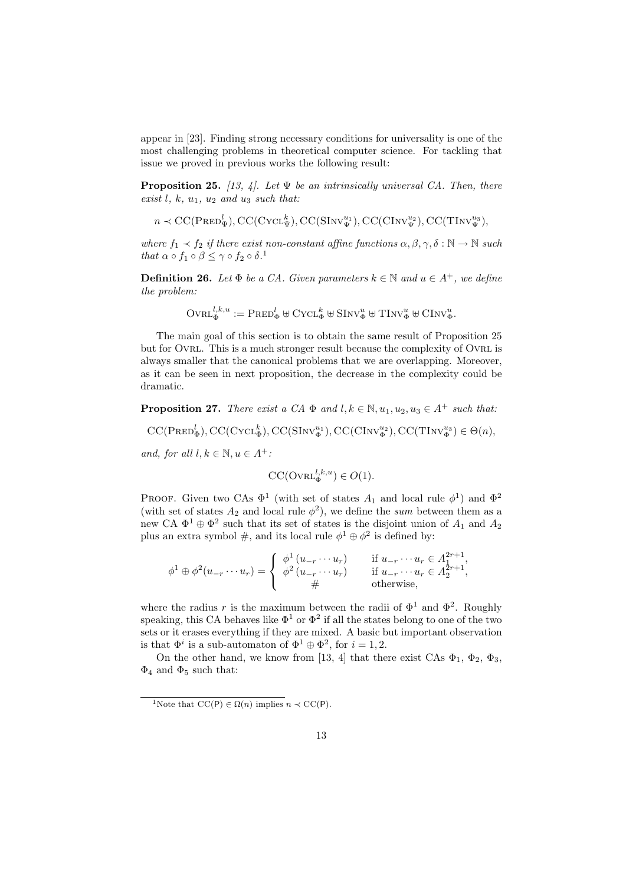appear in [23]. Finding strong necessary conditions for universality is one of the most challenging problems in theoretical computer science. For tackling that issue we proved in previous works the following result:

**Proposition 25.** *[13, 4]. Let $\Psi$ be an intrinsically universal CA. Then, there exist $l$, $k$, $u_1$, $u_2$ and $u_3$ such that:*

$$n \prec \mathrm{CC}(\textsc{Pred}_{\Psi}^{l}), \mathrm{CC}(\textsc{Cycl}_{\Psi}^{k}), \mathrm{CC}(\textsc{SInv}_{\Psi}^{u_1}), \mathrm{CC}(\textsc{CInv}_{\Psi}^{u_2}), \mathrm{CC}(\textsc{TInv}_{\Psi}^{u_3}),$$

*where $f_1 \prec f_2$ if there exist non-constant affine functions $\alpha, \beta, \gamma, \delta : \mathbb{N} \to \mathbb{N}$ such that $\alpha \circ f_1 \circ \beta \leq \gamma \circ f_2 \circ \delta$.*[1]

**Definition 26.** *Let $\Phi$ be a CA. Given parameters $k \in \mathbb{N}$ and $u \in A^+$, we define the problem:*

$$\textsc{Ovrl}_{\Phi}^{l,k,u} := \textsc{Pred}_{\Phi}^{l} \uplus \textsc{Cycl}_{\Phi}^{k} \uplus \textsc{SInv}_{\Phi}^{u} \uplus \textsc{TInv}_{\Phi}^{u} \uplus \textsc{CInv}_{\Phi}^{u}.$$

The main goal of this section is to obtain the same result of Proposition 25 but for Ovrl. This is a much stronger result because the complexity of Ovrl is always smaller that the canonical problems that we are overlapping. Moreover, as it can be seen in next proposition, the decrease in the complexity could be dramatic.

**Proposition 27.** *There exist a CA $\Phi$ and $l, k \in \mathbb{N}, u_1, u_2, u_3 \in A^+$ such that:*

$$\mathrm{CC}(\textsc{Pred}_{\Phi}^{l}), \mathrm{CC}(\textsc{Cycl}_{\Phi}^{k}), \mathrm{CC}(\textsc{SInv}_{\Phi}^{u_1}), \mathrm{CC}(\textsc{CInv}_{\Phi}^{u_2}), \mathrm{CC}(\textsc{TInv}_{\Phi}^{u_3}) \in \Theta(n),$$

*and, for all $l, k \in \mathbb{N}, u \in A^+$:*

$$\mathrm{CC}(\textsc{Ovrl}_{\Phi}^{l,k,u}) \in O(1).$$

Proof. Given two CAs $\Phi^1$ (with set of states $A_1$ and local rule $\phi^1$) and $\Phi^2$ (with set of states $A_2$ and local rule $\phi^2$), we define the *sum* between them as a new CA $\Phi^1 \oplus \Phi^2$ such that its set of states is the disjoint union of $A_1$ and $A_2$ plus an extra symbol $\#$, and its local rule $\phi^1 \oplus \phi^2$ is defined by:

$$\phi^1 \oplus \phi^2(u_{-r} \cdots u_r) = \begin{cases} \phi^1(u_{-r} \cdots u_r) & \text{if } u_{-r} \cdots u_r \in A_1^{2r+1}, \\ \phi^2(u_{-r} \cdots u_r) & \text{if } u_{-r} \cdots u_r \in A_2^{2r+1}, \\ \# & \text{otherwise,} \end{cases}$$

where the radius $r$ is the maximum between the radii of $\Phi^1$ and $\Phi^2$. Roughly speaking, this CA behaves like $\Phi^1$ or $\Phi^2$ if all the states belong to one of the two sets or it erases everything if they are mixed. A basic but important observation is that $\Phi^i$ is a sub-automaton of $\Phi^1 \oplus \Phi^2$, for $i = 1, 2$.

On the other hand, we know from [13, 4] that there exist CAs $\Phi_1$, $\Phi_2$, $\Phi_3$, $\Phi_4$ and $\Phi_5$ such that:

[1] Note that $\mathrm{CC}(\mathsf{P}) \in \Omega(n)$ implies $n \prec \mathrm{CC}(\mathsf{P})$.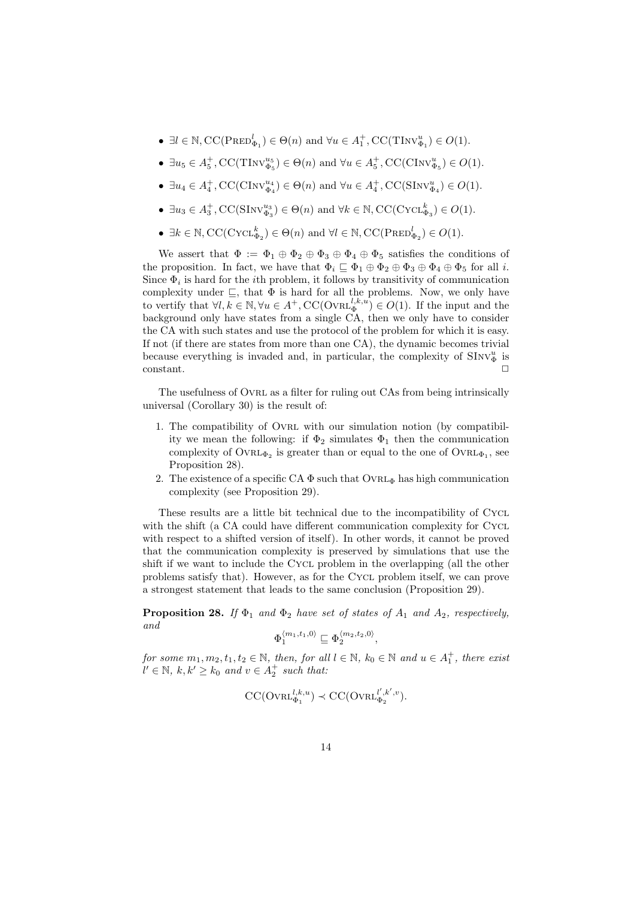- $\exists l \in \mathbb{N}, \mathrm{CC}(\textsc{Pred}^l_{\Phi_1}) \in \Theta(n)$ and $\forall u \in A_1^+, \mathrm{CC}(\textsc{TInv}^u_{\Phi_1}) \in O(1)$.
- $\exists u_5 \in A_5^+, \mathrm{CC}(\textsc{TInv}^{u_5}_{\Phi_5}) \in \Theta(n)$ and $\forall u \in A_5^+, \mathrm{CC}(\textsc{CInv}^u_{\Phi_5}) \in O(1)$.
- $\exists u_4 \in A_4^+, \mathrm{CC}(\textsc{CInv}^{u_4}_{\Phi_4}) \in \Theta(n)$ and $\forall u \in A_4^+, \mathrm{CC}(\textsc{SInv}^u_{\Phi_4}) \in O(1)$.
- $\exists u_3 \in A_3^+, \mathrm{CC}(\textsc{SInv}^{u_3}_{\Phi_3}) \in \Theta(n)$ and $\forall k \in \mathbb{N}, \mathrm{CC}(\textsc{Cycl}^k_{\Phi_3}) \in O(1)$.
- $\exists k \in \mathbb{N}, \mathrm{CC}(\textsc{Cycl}^k_{\Phi_2}) \in \Theta(n)$ and $\forall l \in \mathbb{N}, \mathrm{CC}(\textsc{Pred}^l_{\Phi_2}) \in O(1)$.

We assert that $\Phi := \Phi_1 \oplus \Phi_2 \oplus \Phi_3 \oplus \Phi_4 \oplus \Phi_5$ satisfies the conditions of the proposition. In fact, we have that $\Phi_i \sqsubseteq \Phi_1 \oplus \Phi_2 \oplus \Phi_3 \oplus \Phi_4 \oplus \Phi_5$ for all $i$. Since $\Phi_i$ is hard for the $i$th problem, it follows by transitivity of communication complexity under $\sqsubseteq$, that $\Phi$ is hard for all the problems. Now, we only have to vertify that $\forall l, k \in \mathbb{N}, \forall u \in A^+, \mathrm{CC}(\textsc{Ovrl}^{l,k,u}_{\Phi}) \in O(1)$. If the input and the background only have states from a single CA, then we only have to consider the CA with such states and use the protocol of the problem for which it is easy. If not (if there are states from more than one CA), the dynamic becomes trivial because everything is invaded and, in particular, the complexity of $\textsc{SInv}^u_{\Phi}$ is constant. □

The usefulness of $\textsc{Ovrl}$ as a filter for ruling out CAs from being intrinsically universal (Corollary 30) is the result of:

1. The compatibility of $\textsc{Ovrl}$ with our simulation notion (by compatibility we mean the following: if $\Phi_2$ simulates $\Phi_1$ then the communication complexity of $\textsc{Ovrl}_{\Phi_2}$ is greater than or equal to the one of $\textsc{Ovrl}_{\Phi_1}$, see Proposition 28).
2. The existence of a specific CA $\Phi$ such that $\textsc{Ovrl}_{\Phi}$ has high communication complexity (see Proposition 29).

These results are a little bit technical due to the incompatibility of $\textsc{Cycl}$ with the shift (a CA could have different communication complexity for $\textsc{Cycl}$ with respect to a shifted version of itself). In other words, it cannot be proved that the communication complexity is preserved by simulations that use the shift if we want to include the $\textsc{Cycl}$ problem in the overlapping (all the other problems satisfy that). However, as for the $\textsc{Cycl}$ problem itself, we can prove a strongest statement that leads to the same conclusion (Proposition 29).

**Proposition 28.** *If $\Phi_1$ and $\Phi_2$ have set of states of $A_1$ and $A_2$, respectively, and*

$$\Phi_1^{\langle m_1, t_1, 0\rangle} \sqsubseteq \Phi_2^{\langle m_2, t_2, 0\rangle},$$

*for some $m_1, m_2, t_1, t_2 \in \mathbb{N}$, then, for all $l \in \mathbb{N}$, $k_0 \in \mathbb{N}$ and $u \in A_1^+$, there exist $l' \in \mathbb{N}$, $k, k' \geq k_0$ and $v \in A_2^+$ such that:*

$$\mathrm{CC}(\textsc{Ovrl}^{l,k,u}_{\Phi_1}) \prec \mathrm{CC}(\textsc{Ovrl}^{l',k',v}_{\Phi_2}).$$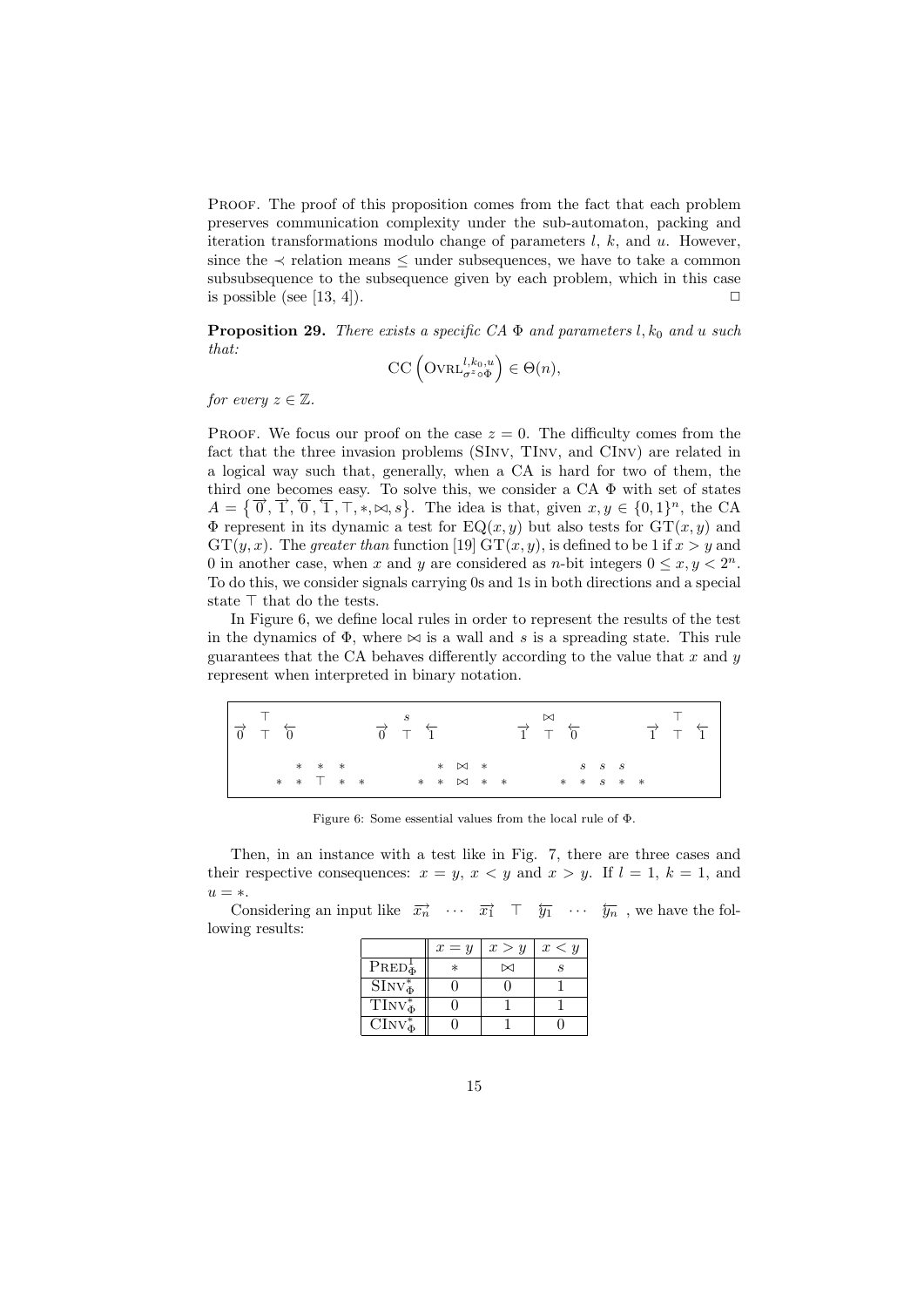Proof. The proof of this proposition comes from the fact that each problem preserves communication complexity under the sub-automaton, packing and iteration transformations modulo change of parameters $l$, $k$, and $u$. However, since the $\prec$ relation means $\leq$ under subsequences, we have to take a common subsubsequence to the subsequence given by each problem, which in this case is possible (see [13, 4]). $\square$

**Proposition 29.** *There exists a specific CA $\Phi$ and parameters $l, k_0$ and $u$ such that:*

$$\mathrm{CC}\left(\mathrm{OVRL}^{l,k_0,u}_{\sigma^z \circ \Phi}\right) \in \Theta(n),$$

*for every $z \in \mathbb{Z}$.*

Proof. We focus our proof on the case $z = 0$. The difficulty comes from the fact that the three invasion problems (SInv, TInv, and CInv) are related in a logical way such that, generally, when a CA is hard for two of them, the third one becomes easy. To solve this, we consider a CA $\Phi$ with set of states $A = \{\overrightarrow{0}, \overrightarrow{1}, \overleftarrow{0}, \overleftarrow{1}, \top, *, \bowtie, s\}$. The idea is that, given $x, y \in \{0,1\}^n$, the CA $\Phi$ represent in its dynamic a test for $\mathrm{EQ}(x,y)$ but also tests for $\mathrm{GT}(x,y)$ and $\mathrm{GT}(y,x)$. The *greater than* function [19] $\mathrm{GT}(x,y)$, is defined to be 1 if $x > y$ and 0 in another case, when $x$ and $y$ are considered as $n$-bit integers $0 \leq x, y < 2^n$. To do this, we consider signals carrying 0s and 1s in both directions and a special state $\top$ that do the tests.

In Figure 6, we define local rules in order to represent the results of the test in the dynamics of $\Phi$, where $\bowtie$ is a wall and $s$ is a spreading state. This rule guarantees that the CA behaves differently according to the value that $x$ and $y$ represent when interpreted in binary notation.

$$\begin{array}{ccc} & \top & \\ \overrightarrow{0} & \top & \overleftarrow{0} \end{array} \qquad \begin{array}{ccc} & s & \\ \overrightarrow{0} & \top & \overleftarrow{1} \end{array} \qquad \begin{array}{ccc} & \bowtie & \\ \overrightarrow{1} & \top & \overleftarrow{0} \end{array} \qquad \begin{array}{ccc} & \top & \\ \overrightarrow{1} & \top & \overleftarrow{1} \end{array}$$

$$\begin{array}{ccccc} & * & * & * & \\ * & * & \top & * & * \end{array} \qquad \begin{array}{ccccc} & * & \bowtie & * & \\ * & * & \bowtie & * & * \end{array} \qquad \begin{array}{ccccc} & s & s & s & \\ * & * & s & * & * \end{array}$$

Figure 6: Some essential values from the local rule of $\Phi$.

Then, in an instance with a test like in Fig. 7, there are three cases and their respective consequences: $x = y$, $x < y$ and $x > y$. If $l = 1$, $k = 1$, and $u = *$.

Considering an input like $\overrightarrow{x_n} \; \cdots \; \overrightarrow{x_1} \; \top \; \overleftarrow{y_1} \; \cdots \; \overleftarrow{y_n}$, we have the following results:

| | $x = y$ | $x > y$ | $x < y$ |
|---|---|---|---|
| $\mathrm{PRED}^1_\Phi$ | $*$ | $\bowtie$ | $s$ |
| $\mathrm{SINV}^*_\Phi$ | 0 | 0 | 1 |
| $\mathrm{TINV}^*_\Phi$ | 0 | 1 | 1 |
| $\mathrm{CINV}^*_\Phi$ | 0 | 1 | 0 |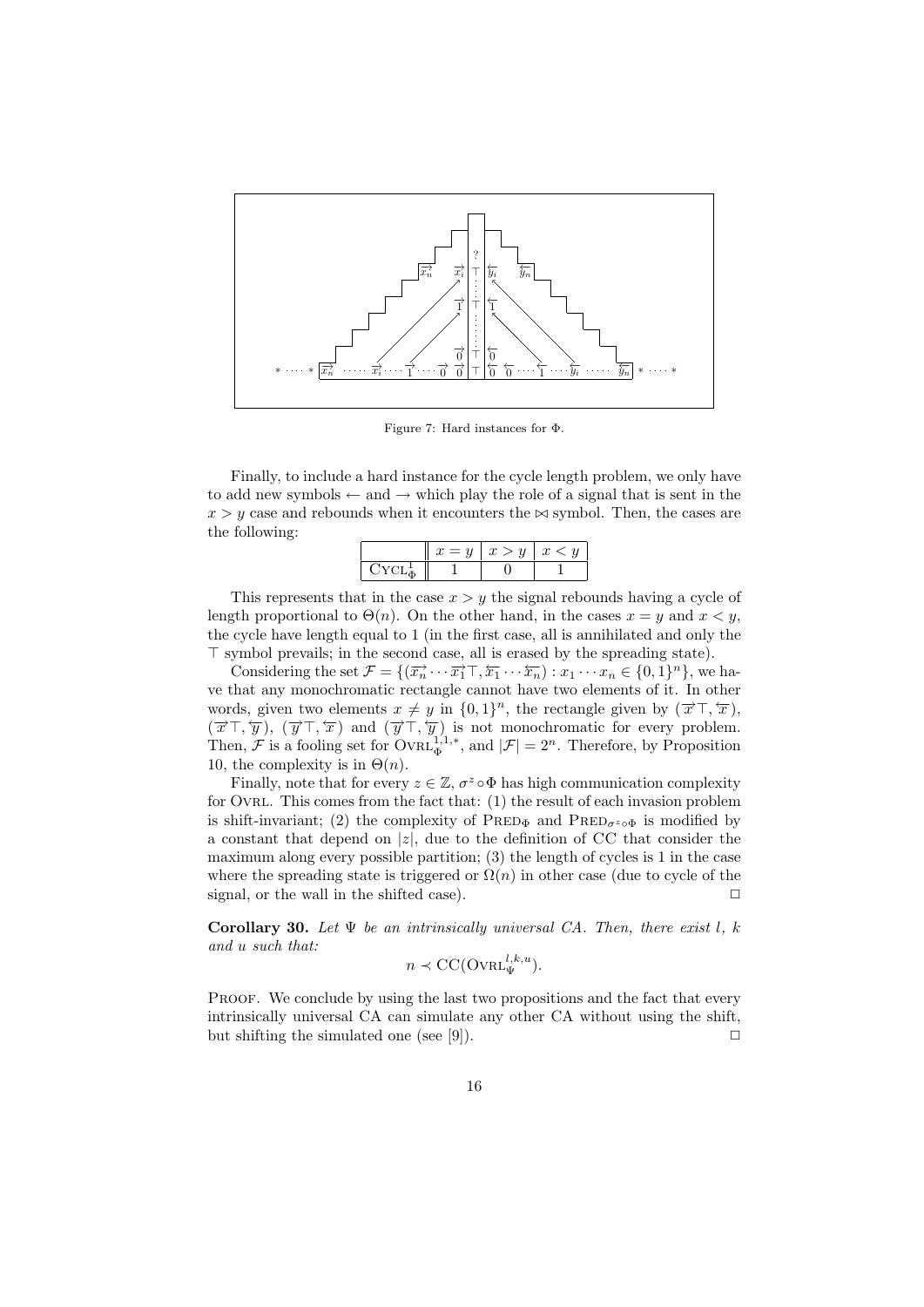Figure 7: Hard instances for $\Phi$.

Finally, to include a hard instance for the cycle length problem, we only have to add new symbols $\leftarrow$ and $\rightarrow$ which play the role of a signal that is sent in the $x > y$ case and rebounds when it encounters the $\bowtie$ symbol. Then, the cases are the following:

| | $x = y$ | $x > y$ | $x < y$ |
|---|---|---|---|
| $\text{CYCL}^1_\Phi$ | 1 | 0 | 1 |

This represents that in the case $x > y$ the signal rebounds having a cycle of length proportional to $\Theta(n)$. On the other hand, in the cases $x = y$ and $x < y$, the cycle have length equal to 1 (in the first case, all is annihilated and only the $\top$ symbol prevails; in the second case, all is erased by the spreading state).

Considering the set $\mathcal{F} = \{(\overrightarrow{x_n} \cdots \overrightarrow{x_1}\top, \overleftarrow{x_1} \cdots \overleftarrow{x_n}) : x_1 \cdots x_n \in \{0,1\}^n\}$, we have that any monochromatic rectangle cannot have two elements of it. In other words, given two elements $x \neq y$ in $\{0,1\}^n$, the rectangle given by $(\overrightarrow{x}\top, \overleftarrow{x})$, $(\overrightarrow{x}\top, \overleftarrow{y})$, $(\overrightarrow{y}\top, \overleftarrow{x})$ and $(\overrightarrow{y}\top, \overleftarrow{y})$ is not monochromatic for every problem. Then, $\mathcal{F}$ is a fooling set for $\text{OVRL}^{1,1,*}_\Phi$, and $|\mathcal{F}| = 2^n$. Therefore, by Proposition 10, the complexity is in $\Theta(n)$.

Finally, note that for every $z \in \mathbb{Z}$, $\sigma^z \circ \Phi$ has high communication complexity for OVRL. This comes from the fact that: (1) the result of each invasion problem is shift-invariant; (2) the complexity of $\text{PRED}_\Phi$ and $\text{PRED}_{\sigma^z \circ \Phi}$ is modified by a constant that depend on $|z|$, due to the definition of CC that consider the maximum along every possible partition; (3) the length of cycles is 1 in the case where the spreading state is triggered or $\Omega(n)$ in other case (due to cycle of the signal, or the wall in the shifted case). $\Box$

**Corollary 30.** *Let $\Psi$ be an intrinsically universal CA. Then, there exist $l$, $k$ and $u$ such that:*

$$n \prec \text{CC}(\text{OVRL}^{l,k,u}_\Psi).$$

PROOF. We conclude by using the last two propositions and the fact that every intrinsically universal CA can simulate any other CA without using the shift, but shifting the simulated one (see [9]). $\Box$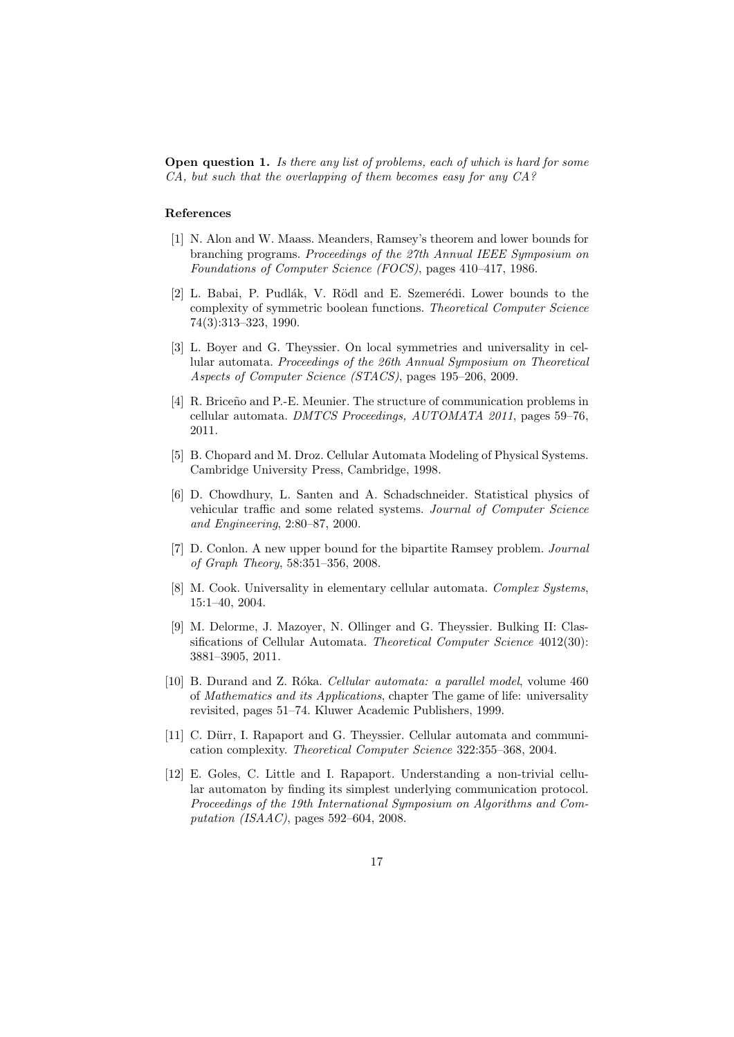**Open question 1.** *Is there any list of problems, each of which is hard for some CA, but such that the overlapping of them becomes easy for any CA?*

## References

[1] N. Alon and W. Maass. Meanders, Ramsey's theorem and lower bounds for branching programs. *Proceedings of the 27th Annual IEEE Symposium on Foundations of Computer Science (FOCS)*, pages 410–417, 1986.

[2] L. Babai, P. Pudlák, V. Rödl and E. Szemerédi. Lower bounds to the complexity of symmetric boolean functions. *Theoretical Computer Science* 74(3):313–323, 1990.

[3] L. Boyer and G. Theyssier. On local symmetries and universality in cellular automata. *Proceedings of the 26th Annual Symposium on Theoretical Aspects of Computer Science (STACS)*, pages 195–206, 2009.

[4] R. Briceño and P.-E. Meunier. The structure of communication problems in cellular automata. *DMTCS Proceedings, AUTOMATA 2011*, pages 59–76, 2011.

[5] B. Chopard and M. Droz. Cellular Automata Modeling of Physical Systems. Cambridge University Press, Cambridge, 1998.

[6] D. Chowdhury, L. Santen and A. Schadschneider. Statistical physics of vehicular traffic and some related systems. *Journal of Computer Science and Engineering*, 2:80–87, 2000.

[7] D. Conlon. A new upper bound for the bipartite Ramsey problem. *Journal of Graph Theory*, 58:351–356, 2008.

[8] M. Cook. Universality in elementary cellular automata. *Complex Systems*, 15:1–40, 2004.

[9] M. Delorme, J. Mazoyer, N. Ollinger and G. Theyssier. Bulking II: Classifications of Cellular Automata. *Theoretical Computer Science* 4012(30): 3881–3905, 2011.

[10] B. Durand and Z. Róka. *Cellular automata: a parallel model*, volume 460 of *Mathematics and its Applications*, chapter The game of life: universality revisited, pages 51–74. Kluwer Academic Publishers, 1999.

[11] C. Dürr, I. Rapaport and G. Theyssier. Cellular automata and communication complexity. *Theoretical Computer Science* 322:355–368, 2004.

[12] E. Goles, C. Little and I. Rapaport. Understanding a non-trivial cellular automaton by finding its simplest underlying communication protocol. *Proceedings of the 19th International Symposium on Algorithms and Computation (ISAAC)*, pages 592–604, 2008.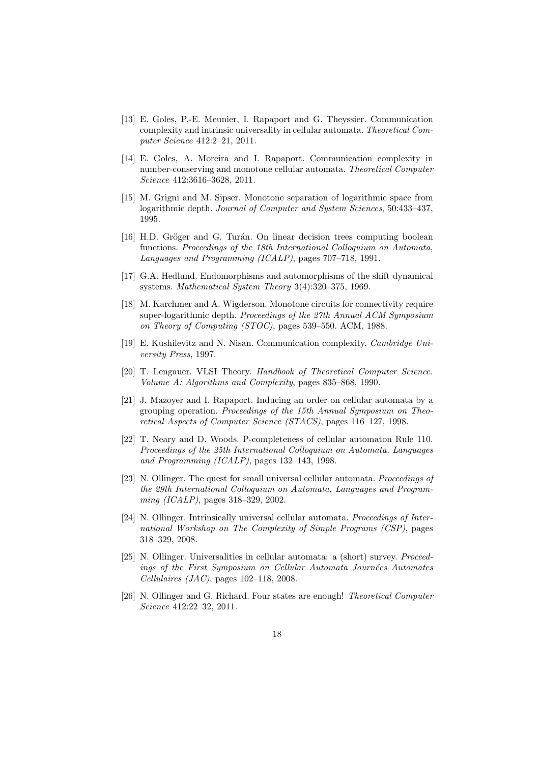[13] E. Goles, P.-E. Meunier, I. Rapaport and G. Theyssier. Communication complexity and intrinsic universality in cellular automata. *Theoretical Computer Science* 412:2–21, 2011.

[14] E. Goles, A. Moreira and I. Rapaport. Communication complexity in number-conserving and monotone cellular automata. *Theoretical Computer Science* 412:3616–3628, 2011.

[15] M. Grigni and M. Sipser. Monotone separation of logarithmic space from logarithmic depth. *Journal of Computer and System Sciences*, 50:433–437, 1995.

[16] H.D. Gröger and G. Turán. On linear decision trees computing boolean functions. *Proceedings of the 18th International Colloquium on Automata, Languages and Programming (ICALP)*, pages 707–718, 1991.

[17] G.A. Hedlund. Endomorphisms and automorphisms of the shift dynamical systems. *Mathematical System Theory* 3(4):320–375, 1969.

[18] M. Karchmer and A. Wigderson. Monotone circuits for connectivity require super-logarithmic depth. *Proceedings of the 27th Annual ACM Symposium on Theory of Computing (STOC)*, pages 539–550. ACM, 1988.

[19] E. Kushilevitz and N. Nisan. Communication complexity. *Cambridge University Press*, 1997.

[20] T. Lengauer. VLSI Theory. *Handbook of Theoretical Computer Science. Volume A: Algorithms and Complexity*, pages 835–868, 1990.

[21] J. Mazoyer and I. Rapaport. Inducing an order on cellular automata by a grouping operation. *Proceedings of the 15th Annual Symposium on Theoretical Aspects of Computer Science (STACS)*, pages 116–127, 1998.

[22] T. Neary and D. Woods. P-completeness of cellular automaton Rule 110. *Proceedings of the 25th International Colloquium on Automata, Languages and Programming (ICALP)*, pages 132–143, 1998.

[23] N. Ollinger. The quest for small universal cellular automata. *Proceedings of the 29th International Colloquium on Automata, Languages and Programming (ICALP)*, pages 318–329, 2002.

[24] N. Ollinger. Intrinsically universal cellular automata. *Proceedings of International Workshop on The Complexity of Simple Programs (CSP)*, pages 318–329, 2008.

[25] N. Ollinger. Universalities in cellular automata: a (short) survey. *Proceedings of the First Symposium on Cellular Automata Journées Automates Cellulaires (JAC)*, pages 102–118, 2008.

[26] N. Ollinger and G. Richard. Four states are enough! *Theoretical Computer Science* 412:22–32, 2011.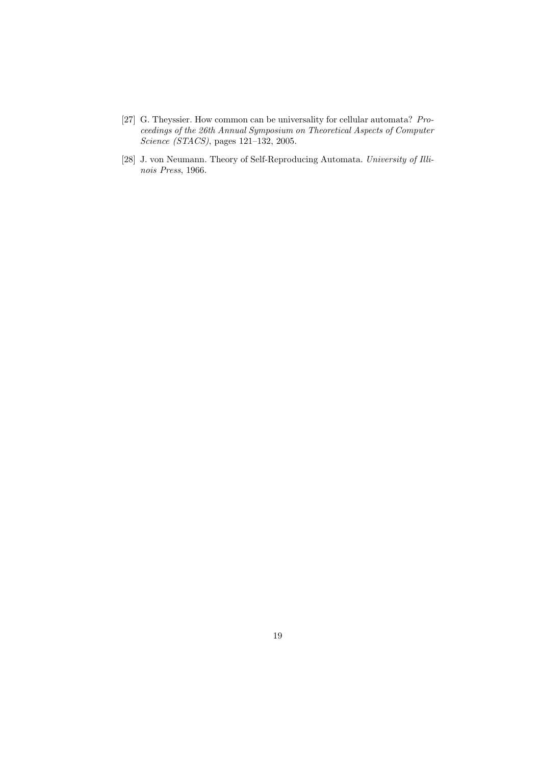[27] G. Theyssier. How common can be universality for cellular automata? *Proceedings of the 26th Annual Symposium on Theoretical Aspects of Computer Science (STACS)*, pages 121–132, 2005.

[28] J. von Neumann. Theory of Self-Reproducing Automata. *University of Illinois Press*, 1966.